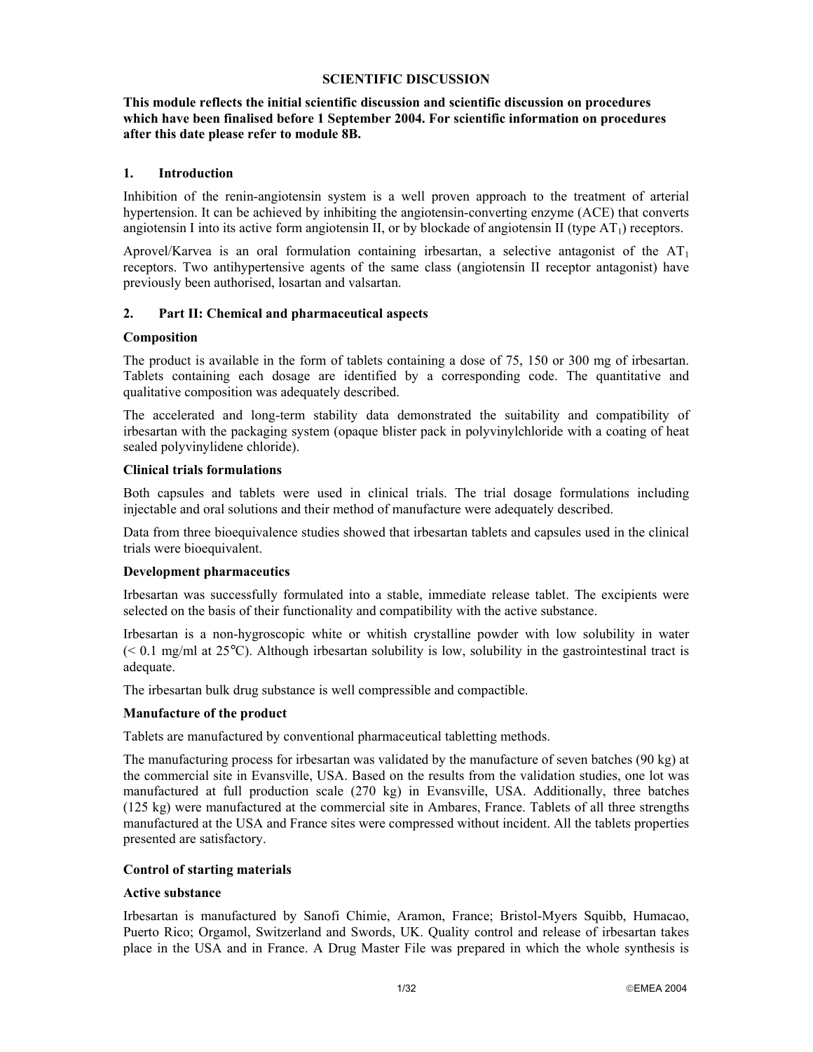# SCIENTIFIC DISCUSSION

**This module reflects the initial scientific discussion and scientific discussion on procedures which have been finalised before 1 September 2004. For scientific information on procedures after this date please refer to module 8B.**

## 1. Introduction

Inhibition of the renin-angiotensin system is a well proven approach to the treatment of arterial hypertension. It can be achieved by inhibiting the angiotensin-converting enzyme (ACE) that converts angiotensin I into its active form angiotensin II, or by blockade of angiotensin II (type $AT_1$) receptors.

Aprovel/Karvea is an oral formulation containing irbesartan, a selective antagonist of the $AT_1$ receptors. Two antihypertensive agents of the same class (angiotensin II receptor antagonist) have previously been authorised, losartan and valsartan.

## 2. Part II: Chemical and pharmaceutical aspects

### Composition

The product is available in the form of tablets containing a dose of 75, 150 or 300 mg of irbesartan. Tablets containing each dosage are identified by a corresponding code. The quantitative and qualitative composition was adequately described.

The accelerated and long-term stability data demonstrated the suitability and compatibility of irbesartan with the packaging system (opaque blister pack in polyvinylchloride with a coating of heat sealed polyvinylidene chloride).

### Clinical trials formulations

Both capsules and tablets were used in clinical trials. The trial dosage formulations including injectable and oral solutions and their method of manufacture were adequately described.

Data from three bioequivalence studies showed that irbesartan tablets and capsules used in the clinical trials were bioequivalent.

### Development pharmaceutics

Irbesartan was successfully formulated into a stable, immediate release tablet. The excipients were selected on the basis of their functionality and compatibility with the active substance.

Irbesartan is a non-hygroscopic white or whitish crystalline powder with low solubility in water (< 0.1 mg/ml at 25°C). Although irbesartan solubility is low, solubility in the gastrointestinal tract is adequate.

The irbesartan bulk drug substance is well compressible and compactible.

### Manufacture of the product

Tablets are manufactured by conventional pharmaceutical tabletting methods.

The manufacturing process for irbesartan was validated by the manufacture of seven batches (90 kg) at the commercial site in Evansville, USA. Based on the results from the validation studies, one lot was manufactured at full production scale (270 kg) in Evansville, USA. Additionally, three batches (125 kg) were manufactured at the commercial site in Ambares, France. Tablets of all three strengths manufactured at the USA and France sites were compressed without incident. All the tablets properties presented are satisfactory.

### Control of starting materials

### Active substance

Irbesartan is manufactured by Sanofi Chimie, Aramon, France; Bristol-Myers Squibb, Humacao, Puerto Rico; Orgamol, Switzerland and Swords, UK. Quality control and release of irbesartan takes place in the USA and in France. A Drug Master File was prepared in which the whole synthesis is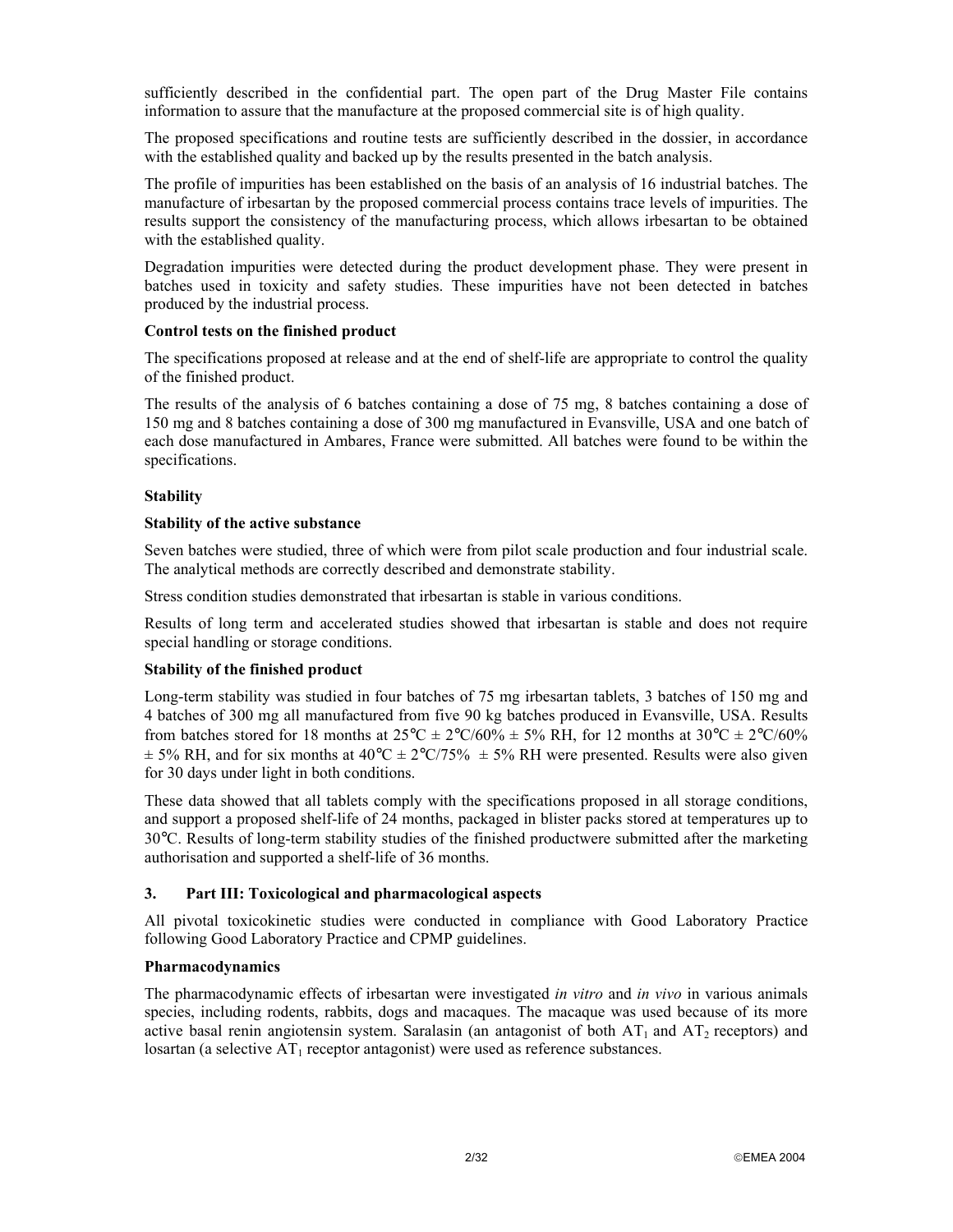sufficiently described in the confidential part. The open part of the Drug Master File contains information to assure that the manufacture at the proposed commercial site is of high quality.

The proposed specifications and routine tests are sufficiently described in the dossier, in accordance with the established quality and backed up by the results presented in the batch analysis.

The profile of impurities has been established on the basis of an analysis of 16 industrial batches. The manufacture of irbesartan by the proposed commercial process contains trace levels of impurities. The results support the consistency of the manufacturing process, which allows irbesartan to be obtained with the established quality.

Degradation impurities were detected during the product development phase. They were present in batches used in toxicity and safety studies. These impurities have not been detected in batches produced by the industrial process.

**Control tests on the finished product**

The specifications proposed at release and at the end of shelf-life are appropriate to control the quality of the finished product.

The results of the analysis of 6 batches containing a dose of 75 mg, 8 batches containing a dose of 150 mg and 8 batches containing a dose of 300 mg manufactured in Evansville, USA and one batch of each dose manufactured in Ambares, France were submitted. All batches were found to be within the specifications.

**Stability**

**Stability of the active substance**

Seven batches were studied, three of which were from pilot scale production and four industrial scale. The analytical methods are correctly described and demonstrate stability.

Stress condition studies demonstrated that irbesartan is stable in various conditions.

Results of long term and accelerated studies showed that irbesartan is stable and does not require special handling or storage conditions.

**Stability of the finished product**

Long-term stability was studied in four batches of 75 mg irbesartan tablets, 3 batches of 150 mg and 4 batches of 300 mg all manufactured from five 90 kg batches produced in Evansville, USA. Results from batches stored for 18 months at 25°C ± 2°C/60% ± 5% RH, for 12 months at 30°C ± 2°C/60% ± 5% RH, and for six months at 40°C ± 2°C/75% ± 5% RH were presented. Results were also given for 30 days under light in both conditions.

These data showed that all tablets comply with the specifications proposed in all storage conditions, and support a proposed shelf-life of 24 months, packaged in blister packs stored at temperatures up to 30°C. Results of long-term stability studies of the finished productwere submitted after the marketing authorisation and supported a shelf-life of 36 months.

## 3. Part III: Toxicological and pharmacological aspects

All pivotal toxicokinetic studies were conducted in compliance with Good Laboratory Practice following Good Laboratory Practice and CPMP guidelines.

**Pharmacodynamics**

The pharmacodynamic effects of irbesartan were investigated *in vitro* and *in vivo* in various animals species, including rodents, rabbits, dogs and macaques. The macaque was used because of its more active basal renin angiotensin system. Saralasin (an antagonist of both $AT_1$ and $AT_2$ receptors) and losartan (a selective $AT_1$ receptor antagonist) were used as reference substances.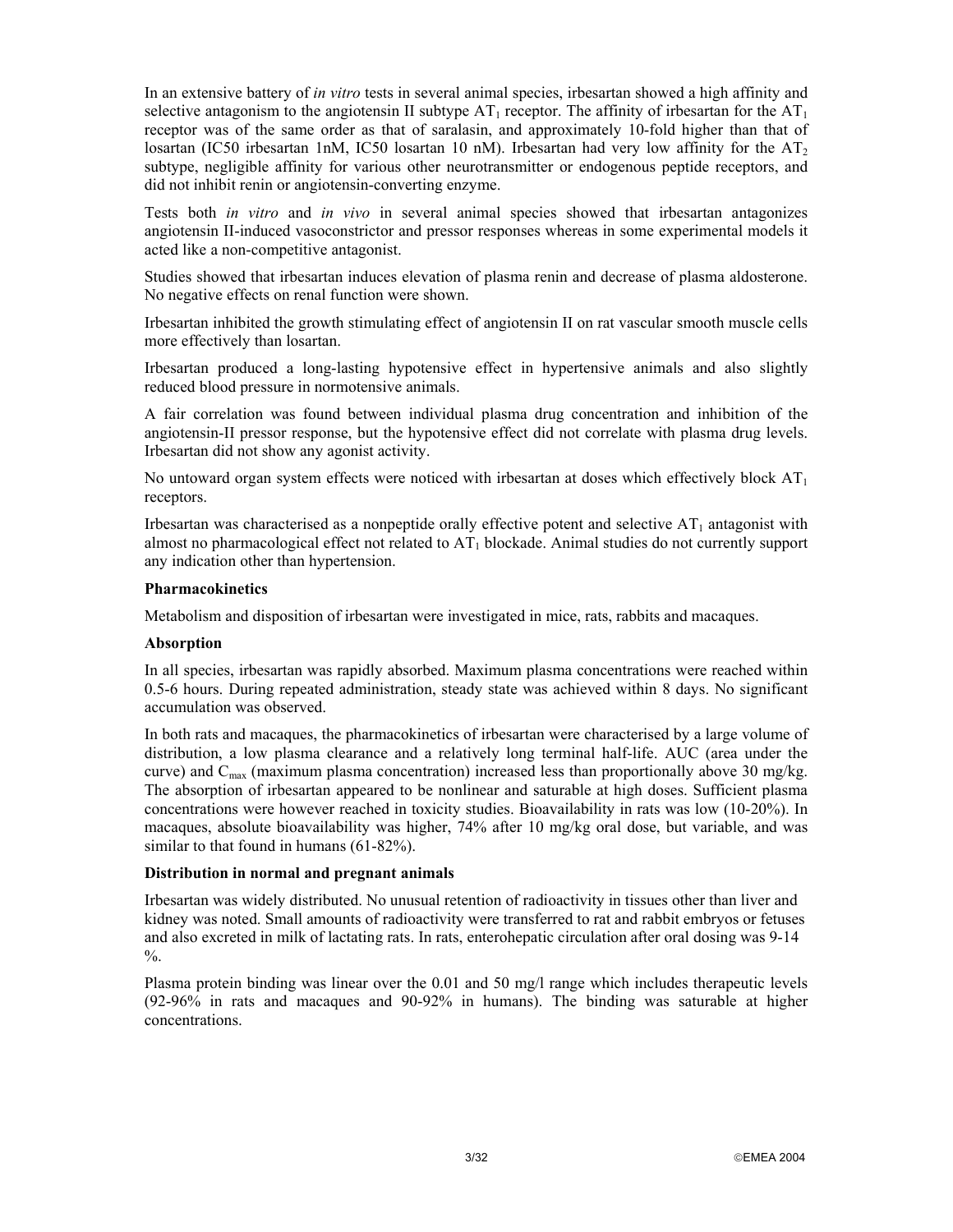In an extensive battery of *in vitro* tests in several animal species, irbesartan showed a high affinity and selective antagonism to the angiotensin II subtype $AT_1$ receptor. The affinity of irbesartan for the $AT_1$ receptor was of the same order as that of saralasin, and approximately 10-fold higher than that of losartan (IC50 irbesartan 1nM, IC50 losartan 10 nM). Irbesartan had very low affinity for the $AT_2$ subtype, negligible affinity for various other neurotransmitter or endogenous peptide receptors, and did not inhibit renin or angiotensin-converting enzyme.

Tests both *in vitro* and *in vivo* in several animal species showed that irbesartan antagonizes angiotensin II-induced vasoconstrictor and pressor responses whereas in some experimental models it acted like a non-competitive antagonist.

Studies showed that irbesartan induces elevation of plasma renin and decrease of plasma aldosterone. No negative effects on renal function were shown.

Irbesartan inhibited the growth stimulating effect of angiotensin II on rat vascular smooth muscle cells more effectively than losartan.

Irbesartan produced a long-lasting hypotensive effect in hypertensive animals and also slightly reduced blood pressure in normotensive animals.

A fair correlation was found between individual plasma drug concentration and inhibition of the angiotensin-II pressor response, but the hypotensive effect did not correlate with plasma drug levels. Irbesartan did not show any agonist activity.

No untoward organ system effects were noticed with irbesartan at doses which effectively block $AT_1$ receptors.

Irbesartan was characterised as a nonpeptide orally effective potent and selective $AT_1$ antagonist with almost no pharmacological effect not related to $AT_1$ blockade. Animal studies do not currently support any indication other than hypertension.

**Pharmacokinetics**

Metabolism and disposition of irbesartan were investigated in mice, rats, rabbits and macaques.

**Absorption**

In all species, irbesartan was rapidly absorbed. Maximum plasma concentrations were reached within 0.5-6 hours. During repeated administration, steady state was achieved within 8 days. No significant accumulation was observed.

In both rats and macaques, the pharmacokinetics of irbesartan were characterised by a large volume of distribution, a low plasma clearance and a relatively long terminal half-life. AUC (area under the curve) and $C_{max}$ (maximum plasma concentration) increased less than proportionally above 30 mg/kg. The absorption of irbesartan appeared to be nonlinear and saturable at high doses. Sufficient plasma concentrations were however reached in toxicity studies. Bioavailability in rats was low (10-20%). In macaques, absolute bioavailability was higher, 74% after 10 mg/kg oral dose, but variable, and was similar to that found in humans (61-82%).

**Distribution in normal and pregnant animals**

Irbesartan was widely distributed. No unusual retention of radioactivity in tissues other than liver and kidney was noted. Small amounts of radioactivity were transferred to rat and rabbit embryos or fetuses and also excreted in milk of lactating rats. In rats, enterohepatic circulation after oral dosing was 9-14 %.

Plasma protein binding was linear over the 0.01 and 50 mg/l range which includes therapeutic levels (92-96% in rats and macaques and 90-92% in humans). The binding was saturable at higher concentrations.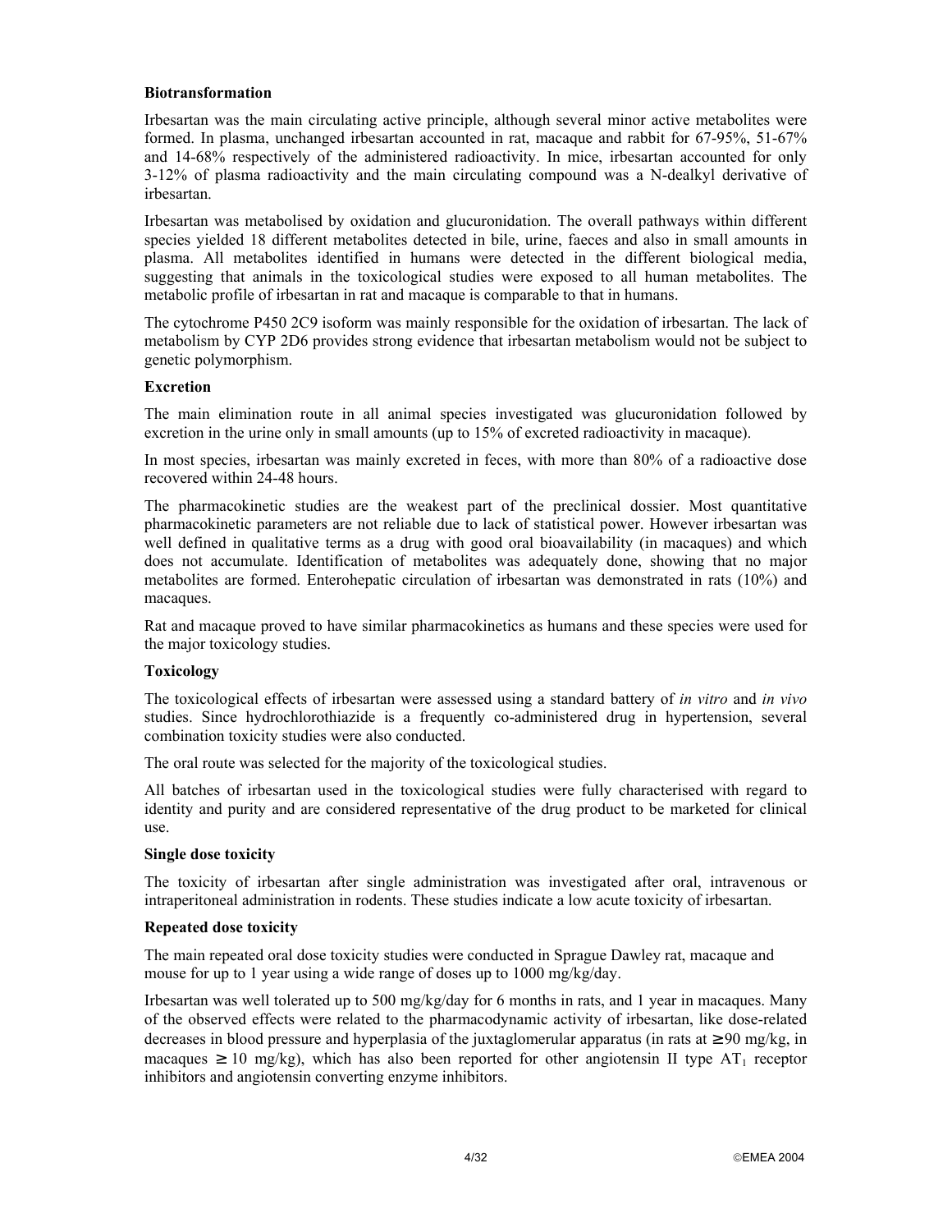**Biotransformation**

Irbesartan was the main circulating active principle, although several minor active metabolites were formed. In plasma, unchanged irbesartan accounted in rat, macaque and rabbit for 67-95%, 51-67% and 14-68% respectively of the administered radioactivity. In mice, irbesartan accounted for only 3-12% of plasma radioactivity and the main circulating compound was a N-dealkyl derivative of irbesartan.

Irbesartan was metabolised by oxidation and glucuronidation. The overall pathways within different species yielded 18 different metabolites detected in bile, urine, faeces and also in small amounts in plasma. All metabolites identified in humans were detected in the different biological media, suggesting that animals in the toxicological studies were exposed to all human metabolites. The metabolic profile of irbesartan in rat and macaque is comparable to that in humans.

The cytochrome P450 2C9 isoform was mainly responsible for the oxidation of irbesartan. The lack of metabolism by CYP 2D6 provides strong evidence that irbesartan metabolism would not be subject to genetic polymorphism.

**Excretion**

The main elimination route in all animal species investigated was glucuronidation followed by excretion in the urine only in small amounts (up to 15% of excreted radioactivity in macaque).

In most species, irbesartan was mainly excreted in feces, with more than 80% of a radioactive dose recovered within 24-48 hours.

The pharmacokinetic studies are the weakest part of the preclinical dossier. Most quantitative pharmacokinetic parameters are not reliable due to lack of statistical power. However irbesartan was well defined in qualitative terms as a drug with good oral bioavailability (in macaques) and which does not accumulate. Identification of metabolites was adequately done, showing that no major metabolites are formed. Enterohepatic circulation of irbesartan was demonstrated in rats (10%) and macaques.

Rat and macaque proved to have similar pharmacokinetics as humans and these species were used for the major toxicology studies.

**Toxicology**

The toxicological effects of irbesartan were assessed using a standard battery of *in vitro* and *in vivo* studies. Since hydrochlorothiazide is a frequently co-administered drug in hypertension, several combination toxicity studies were also conducted.

The oral route was selected for the majority of the toxicological studies.

All batches of irbesartan used in the toxicological studies were fully characterised with regard to identity and purity and are considered representative of the drug product to be marketed for clinical use.

**Single dose toxicity**

The toxicity of irbesartan after single administration was investigated after oral, intravenous or intraperitoneal administration in rodents. These studies indicate a low acute toxicity of irbesartan.

**Repeated dose toxicity**

The main repeated oral dose toxicity studies were conducted in Sprague Dawley rat, macaque and mouse for up to 1 year using a wide range of doses up to 1000 mg/kg/day.

Irbesartan was well tolerated up to 500 mg/kg/day for 6 months in rats, and 1 year in macaques. Many of the observed effects were related to the pharmacodynamic activity of irbesartan, like dose-related decreases in blood pressure and hyperplasia of the juxtaglomerular apparatus (in rats at $\geq$90 mg/kg, in macaques $\geq$ 10 mg/kg), which has also been reported for other angiotensin II type $AT_1$ receptor inhibitors and angiotensin converting enzyme inhibitors.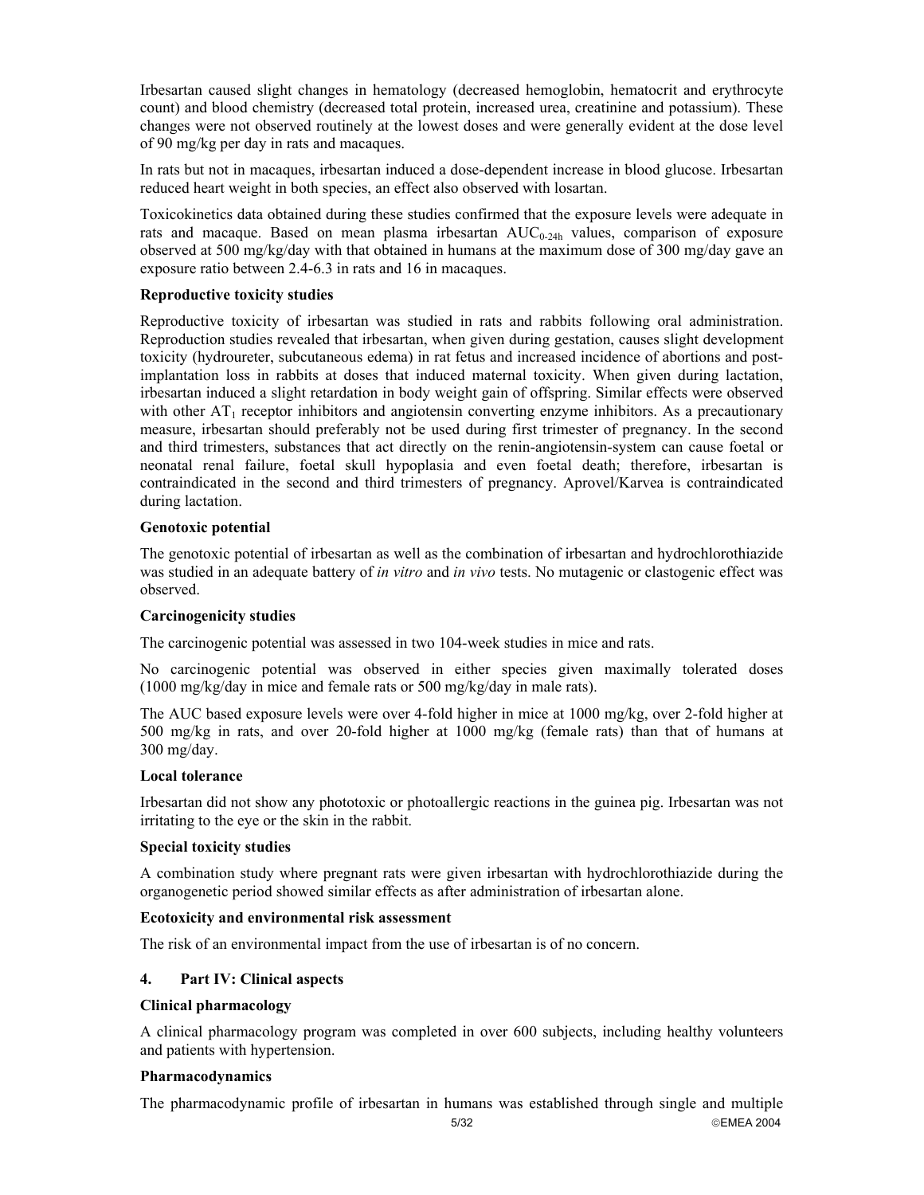Irbesartan caused slight changes in hematology (decreased hemoglobin, hematocrit and erythrocyte count) and blood chemistry (decreased total protein, increased urea, creatinine and potassium). These changes were not observed routinely at the lowest doses and were generally evident at the dose level of 90 mg/kg per day in rats and macaques.

In rats but not in macaques, irbesartan induced a dose-dependent increase in blood glucose. Irbesartan reduced heart weight in both species, an effect also observed with losartan.

Toxicokinetics data obtained during these studies confirmed that the exposure levels were adequate in rats and macaque. Based on mean plasma irbesartan $AUC_{0\text{-}24h}$ values, comparison of exposure observed at 500 mg/kg/day with that obtained in humans at the maximum dose of 300 mg/day gave an exposure ratio between 2.4-6.3 in rats and 16 in macaques.

**Reproductive toxicity studies**

Reproductive toxicity of irbesartan was studied in rats and rabbits following oral administration. Reproduction studies revealed that irbesartan, when given during gestation, causes slight development toxicity (hydroureter, subcutaneous edema) in rat fetus and increased incidence of abortions and post-implantation loss in rabbits at doses that induced maternal toxicity. When given during lactation, irbesartan induced a slight retardation in body weight gain of offspring. Similar effects were observed with other $AT_1$ receptor inhibitors and angiotensin converting enzyme inhibitors. As a precautionary measure, irbesartan should preferably not be used during first trimester of pregnancy. In the second and third trimesters, substances that act directly on the renin-angiotensin-system can cause foetal or neonatal renal failure, foetal skull hypoplasia and even foetal death; therefore, irbesartan is contraindicated in the second and third trimesters of pregnancy. Aprovel/Karvea is contraindicated during lactation.

**Genotoxic potential**

The genotoxic potential of irbesartan as well as the combination of irbesartan and hydrochlorothiazide was studied in an adequate battery of *in vitro* and *in vivo* tests. No mutagenic or clastogenic effect was observed.

**Carcinogenicity studies**

The carcinogenic potential was assessed in two 104-week studies in mice and rats.

No carcinogenic potential was observed in either species given maximally tolerated doses (1000 mg/kg/day in mice and female rats or 500 mg/kg/day in male rats).

The AUC based exposure levels were over 4-fold higher in mice at 1000 mg/kg, over 2-fold higher at 500 mg/kg in rats, and over 20-fold higher at 1000 mg/kg (female rats) than that of humans at 300 mg/day.

**Local tolerance**

Irbesartan did not show any phototoxic or photoallergic reactions in the guinea pig. Irbesartan was not irritating to the eye or the skin in the rabbit.

**Special toxicity studies**

A combination study where pregnant rats were given irbesartan with hydrochlorothiazide during the organogenetic period showed similar effects as after administration of irbesartan alone.

**Ecotoxicity and environmental risk assessment**

The risk of an environmental impact from the use of irbesartan is of no concern.

## 4. Part IV: Clinical aspects

**Clinical pharmacology**

A clinical pharmacology program was completed in over 600 subjects, including healthy volunteers and patients with hypertension.

**Pharmacodynamics**

The pharmacodynamic profile of irbesartan in humans was established through single and multiple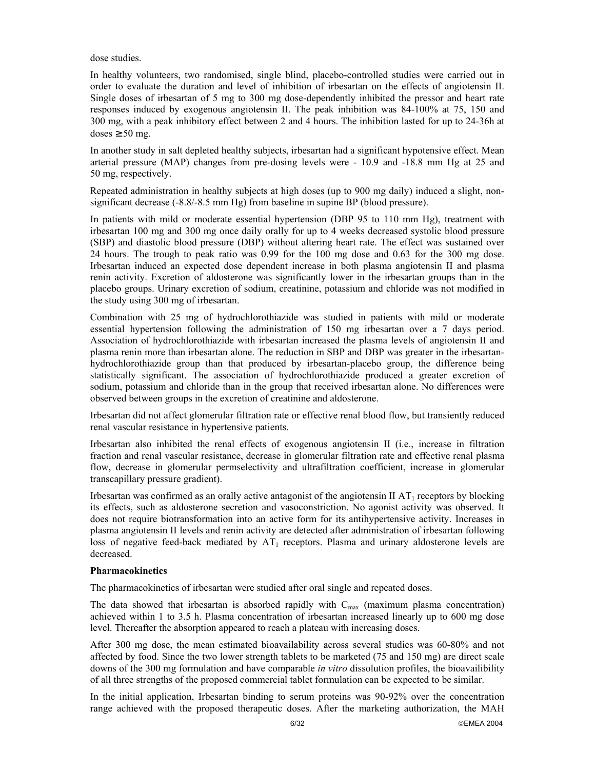dose studies.

In healthy volunteers, two randomised, single blind, placebo-controlled studies were carried out in order to evaluate the duration and level of inhibition of irbesartan on the effects of angiotensin II. Single doses of irbesartan of 5 mg to 300 mg dose-dependently inhibited the pressor and heart rate responses induced by exogenous angiotensin II. The peak inhibition was 84-100% at 75, 150 and 300 mg, with a peak inhibitory effect between 2 and 4 hours. The inhibition lasted for up to 24-36h at doses $\geq 50$ mg.

In another study in salt depleted healthy subjects, irbesartan had a significant hypotensive effect. Mean arterial pressure (MAP) changes from pre-dosing levels were - 10.9 and -18.8 mm Hg at 25 and 50 mg, respectively.

Repeated administration in healthy subjects at high doses (up to 900 mg daily) induced a slight, non-significant decrease (-8.8/-8.5 mm Hg) from baseline in supine BP (blood pressure).

In patients with mild or moderate essential hypertension (DBP 95 to 110 mm Hg), treatment with irbesartan 100 mg and 300 mg once daily orally for up to 4 weeks decreased systolic blood pressure (SBP) and diastolic blood pressure (DBP) without altering heart rate. The effect was sustained over 24 hours. The trough to peak ratio was 0.99 for the 100 mg dose and 0.63 for the 300 mg dose. Irbesartan induced an expected dose dependent increase in both plasma angiotensin II and plasma renin activity. Excretion of aldosterone was significantly lower in the irbesartan groups than in the placebo groups. Urinary excretion of sodium, creatinine, potassium and chloride was not modified in the study using 300 mg of irbesartan.

Combination with 25 mg of hydrochlorothiazide was studied in patients with mild or moderate essential hypertension following the administration of 150 mg irbesartan over a 7 days period. Association of hydrochlorothiazide with irbesartan increased the plasma levels of angiotensin II and plasma renin more than irbesartan alone. The reduction in SBP and DBP was greater in the irbesartan-hydrochlorothiazide group than that produced by irbesartan-placebo group, the difference being statistically significant. The association of hydrochlorothiazide produced a greater excretion of sodium, potassium and chloride than in the group that received irbesartan alone. No differences were observed between groups in the excretion of creatinine and aldosterone.

Irbesartan did not affect glomerular filtration rate or effective renal blood flow, but transiently reduced renal vascular resistance in hypertensive patients.

Irbesartan also inhibited the renal effects of exogenous angiotensin II (i.e., increase in filtration fraction and renal vascular resistance, decrease in glomerular filtration rate and effective renal plasma flow, decrease in glomerular permselectivity and ultrafiltration coefficient, increase in glomerular transcapillary pressure gradient).

Irbesartan was confirmed as an orally active antagonist of the angiotensin II $AT_1$ receptors by blocking its effects, such as aldosterone secretion and vasoconstriction. No agonist activity was observed. It does not require biotransformation into an active form for its antihypertensive activity. Increases in plasma angiotensin II levels and renin activity are detected after administration of irbesartan following loss of negative feed-back mediated by $AT_1$ receptors. Plasma and urinary aldosterone levels are decreased.

**Pharmacokinetics**

The pharmacokinetics of irbesartan were studied after oral single and repeated doses.

The data showed that irbesartan is absorbed rapidly with $C_{max}$ (maximum plasma concentration) achieved within 1 to 3.5 h. Plasma concentration of irbesartan increased linearly up to 600 mg dose level. Thereafter the absorption appeared to reach a plateau with increasing doses.

After 300 mg dose, the mean estimated bioavailability across several studies was 60-80% and not affected by food. Since the two lower strength tablets to be marketed (75 and 150 mg) are direct scale downs of the 300 mg formulation and have comparable *in vitro* dissolution profiles, the bioavailibility of all three strengths of the proposed commercial tablet formulation can be expected to be similar.

In the initial application, Irbesartan binding to serum proteins was 90-92% over the concentration range achieved with the proposed therapeutic doses. After the marketing authorization, the MAH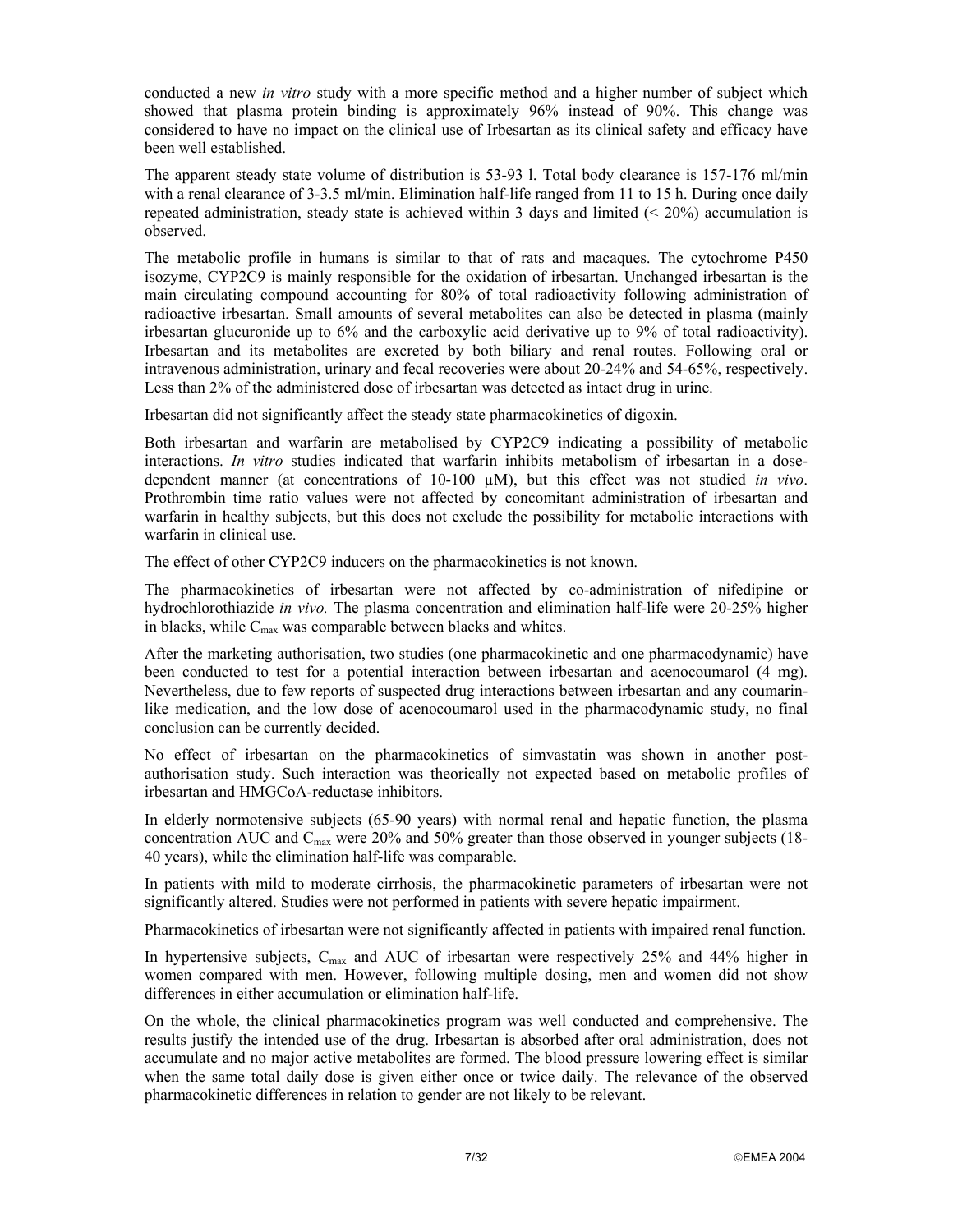conducted a new *in vitro* study with a more specific method and a higher number of subject which showed that plasma protein binding is approximately 96% instead of 90%. This change was considered to have no impact on the clinical use of Irbesartan as its clinical safety and efficacy have been well established.

The apparent steady state volume of distribution is 53-93 l. Total body clearance is 157-176 ml/min with a renal clearance of 3-3.5 ml/min. Elimination half-life ranged from 11 to 15 h. During once daily repeated administration, steady state is achieved within 3 days and limited (< 20%) accumulation is observed.

The metabolic profile in humans is similar to that of rats and macaques. The cytochrome P450 isozyme, CYP2C9 is mainly responsible for the oxidation of irbesartan. Unchanged irbesartan is the main circulating compound accounting for 80% of total radioactivity following administration of radioactive irbesartan. Small amounts of several metabolites can also be detected in plasma (mainly irbesartan glucuronide up to 6% and the carboxylic acid derivative up to 9% of total radioactivity). Irbesartan and its metabolites are excreted by both biliary and renal routes. Following oral or intravenous administration, urinary and fecal recoveries were about 20-24% and 54-65%, respectively. Less than 2% of the administered dose of irbesartan was detected as intact drug in urine.

Irbesartan did not significantly affect the steady state pharmacokinetics of digoxin.

Both irbesartan and warfarin are metabolised by CYP2C9 indicating a possibility of metabolic interactions. *In vitro* studies indicated that warfarin inhibits metabolism of irbesartan in a dose-dependent manner (at concentrations of 10-100 µM), but this effect was not studied *in vivo*. Prothrombin time ratio values were not affected by concomitant administration of irbesartan and warfarin in healthy subjects, but this does not exclude the possibility for metabolic interactions with warfarin in clinical use.

The effect of other CYP2C9 inducers on the pharmacokinetics is not known.

The pharmacokinetics of irbesartan were not affected by co-administration of nifedipine or hydrochlorothiazide *in vivo.* The plasma concentration and elimination half-life were 20-25% higher in blacks, while $C_{max}$ was comparable between blacks and whites.

After the marketing authorisation, two studies (one pharmacokinetic and one pharmacodynamic) have been conducted to test for a potential interaction between irbesartan and acenocoumarol (4 mg). Nevertheless, due to few reports of suspected drug interactions between irbesartan and any coumarin-like medication, and the low dose of acenocoumarol used in the pharmacodynamic study, no final conclusion can be currently decided.

No effect of irbesartan on the pharmacokinetics of simvastatin was shown in another post-authorisation study. Such interaction was theorically not expected based on metabolic profiles of irbesartan and HMGCoA-reductase inhibitors.

In elderly normotensive subjects (65-90 years) with normal renal and hepatic function, the plasma concentration AUC and $C_{max}$ were 20% and 50% greater than those observed in younger subjects (18-40 years), while the elimination half-life was comparable.

In patients with mild to moderate cirrhosis, the pharmacokinetic parameters of irbesartan were not significantly altered. Studies were not performed in patients with severe hepatic impairment.

Pharmacokinetics of irbesartan were not significantly affected in patients with impaired renal function.

In hypertensive subjects, $C_{max}$ and AUC of irbesartan were respectively 25% and 44% higher in women compared with men. However, following multiple dosing, men and women did not show differences in either accumulation or elimination half-life.

On the whole, the clinical pharmacokinetics program was well conducted and comprehensive. The results justify the intended use of the drug. Irbesartan is absorbed after oral administration, does not accumulate and no major active metabolites are formed. The blood pressure lowering effect is similar when the same total daily dose is given either once or twice daily. The relevance of the observed pharmacokinetic differences in relation to gender are not likely to be relevant.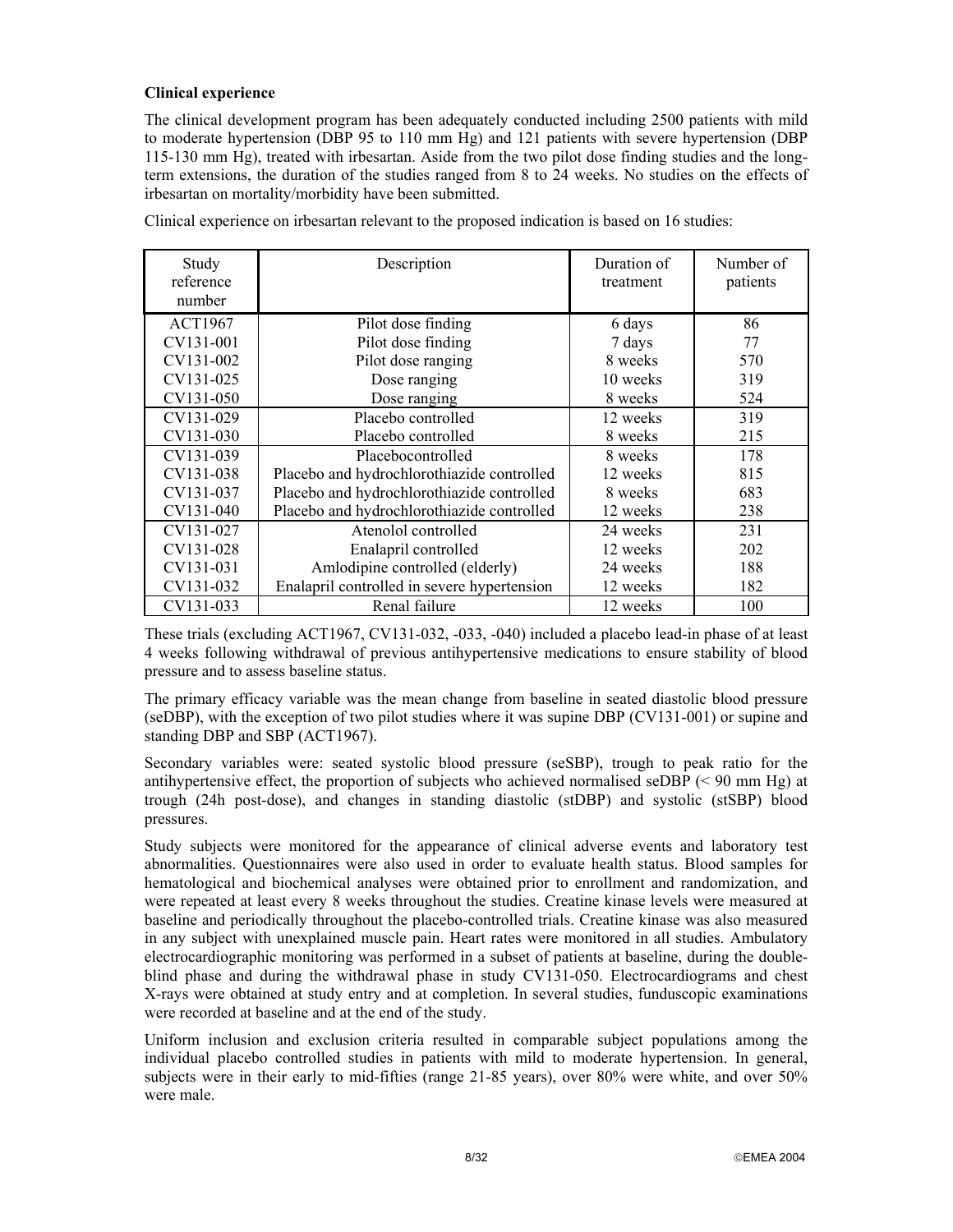**Clinical experience**

The clinical development program has been adequately conducted including 2500 patients with mild to moderate hypertension (DBP 95 to 110 mm Hg) and 121 patients with severe hypertension (DBP 115-130 mm Hg), treated with irbesartan. Aside from the two pilot dose finding studies and the long-term extensions, the duration of the studies ranged from 8 to 24 weeks. No studies on the effects of irbesartan on mortality/morbidity have been submitted.

Clinical experience on irbesartan relevant to the proposed indication is based on 16 studies:

| Study reference number | Description | Duration of treatment | Number of patients |
|---|---|---|---|
| ACT1967 | Pilot dose finding | 6 days | 86 |
| CV131-001 | Pilot dose finding | 7 days | 77 |
| CV131-002 | Pilot dose ranging | 8 weeks | 570 |
| CV131-025 | Dose ranging | 10 weeks | 319 |
| CV131-050 | Dose ranging | 8 weeks | 524 |
| CV131-029 | Placebo controlled | 12 weeks | 319 |
| CV131-030 | Placebo controlled | 8 weeks | 215 |
| CV131-039 | Placebocontrolled | 8 weeks | 178 |
| CV131-038 | Placebo and hydrochlorothiazide controlled | 12 weeks | 815 |
| CV131-037 | Placebo and hydrochlorothiazide controlled | 8 weeks | 683 |
| CV131-040 | Placebo and hydrochlorothiazide controlled | 12 weeks | 238 |
| CV131-027 | Atenolol controlled | 24 weeks | 231 |
| CV131-028 | Enalapril controlled | 12 weeks | 202 |
| CV131-031 | Amlodipine controlled (elderly) | 24 weeks | 188 |
| CV131-032 | Enalapril controlled in severe hypertension | 12 weeks | 182 |
| CV131-033 | Renal failure | 12 weeks | 100 |

These trials (excluding ACT1967, CV131-032, -033, -040) included a placebo lead-in phase of at least 4 weeks following withdrawal of previous antihypertensive medications to ensure stability of blood pressure and to assess baseline status.

The primary efficacy variable was the mean change from baseline in seated diastolic blood pressure (seDBP), with the exception of two pilot studies where it was supine DBP (CV131-001) or supine and standing DBP and SBP (ACT1967).

Secondary variables were: seated systolic blood pressure (seSBP), trough to peak ratio for the antihypertensive effect, the proportion of subjects who achieved normalised seDBP (< 90 mm Hg) at trough (24h post-dose), and changes in standing diastolic (stDBP) and systolic (stSBP) blood pressures.

Study subjects were monitored for the appearance of clinical adverse events and laboratory test abnormalities. Questionnaires were also used in order to evaluate health status. Blood samples for hematological and biochemical analyses were obtained prior to enrollment and randomization, and were repeated at least every 8 weeks throughout the studies. Creatine kinase levels were measured at baseline and periodically throughout the placebo-controlled trials. Creatine kinase was also measured in any subject with unexplained muscle pain. Heart rates were monitored in all studies. Ambulatory electrocardiographic monitoring was performed in a subset of patients at baseline, during the double-blind phase and during the withdrawal phase in study CV131-050. Electrocardiograms and chest X-rays were obtained at study entry and at completion. In several studies, funduscopic examinations were recorded at baseline and at the end of the study.

Uniform inclusion and exclusion criteria resulted in comparable subject populations among the individual placebo controlled studies in patients with mild to moderate hypertension. In general, subjects were in their early to mid-fifties (range 21-85 years), over 80% were white, and over 50% were male.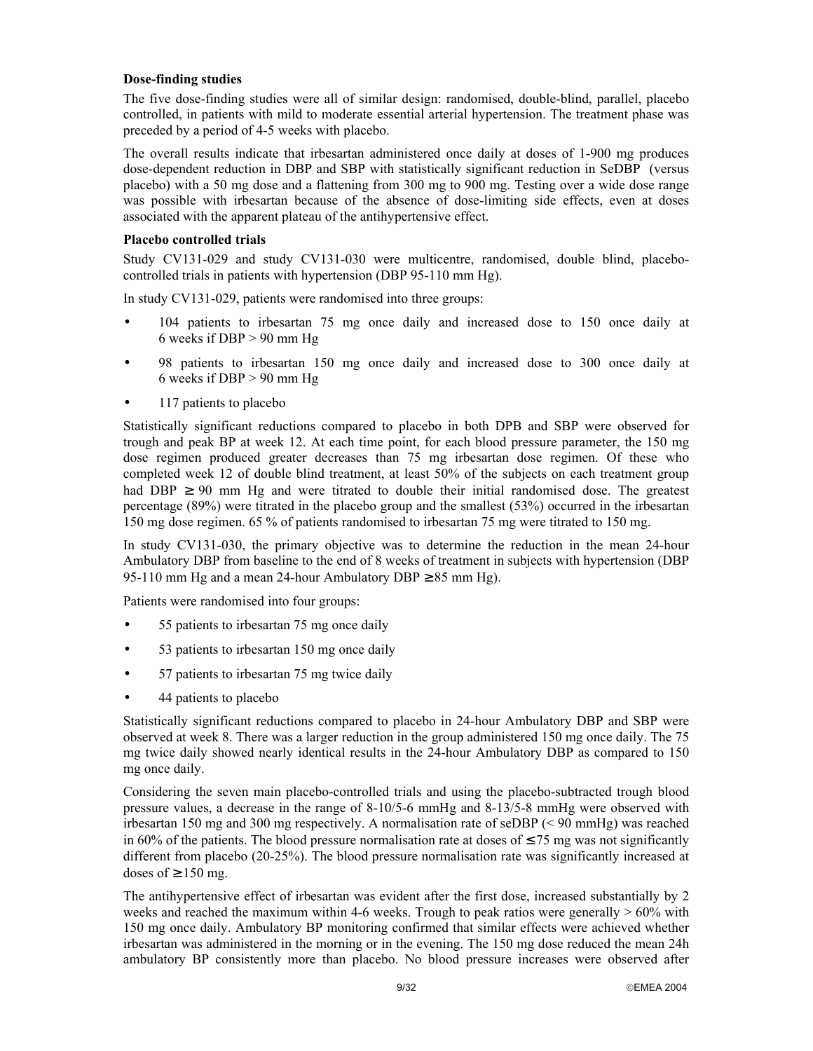**Dose-finding studies**

The five dose-finding studies were all of similar design: randomised, double-blind, parallel, placebo controlled, in patients with mild to moderate essential arterial hypertension. The treatment phase was preceded by a period of 4-5 weeks with placebo.

The overall results indicate that irbesartan administered once daily at doses of 1-900 mg produces dose-dependent reduction in DBP and SBP with statistically significant reduction in SeDBP (versus placebo) with a 50 mg dose and a flattening from 300 mg to 900 mg. Testing over a wide dose range was possible with irbesartan because of the absence of dose-limiting side effects, even at doses associated with the apparent plateau of the antihypertensive effect.

**Placebo controlled trials**

Study CV131-029 and study CV131-030 were multicentre, randomised, double blind, placebo-controlled trials in patients with hypertension (DBP 95-110 mm Hg).

In study CV131-029, patients were randomised into three groups:

- 104 patients to irbesartan 75 mg once daily and increased dose to 150 once daily at 6 weeks if DBP > 90 mm Hg
- 98 patients to irbesartan 150 mg once daily and increased dose to 300 once daily at 6 weeks if DBP > 90 mm Hg
- 117 patients to placebo

Statistically significant reductions compared to placebo in both DPB and SBP were observed for trough and peak BP at week 12. At each time point, for each blood pressure parameter, the 150 mg dose regimen produced greater decreases than 75 mg irbesartan dose regimen. Of these who completed week 12 of double blind treatment, at least 50% of the subjects on each treatment group had DBP ≥ 90 mm Hg and were titrated to double their initial randomised dose. The greatest percentage (89%) were titrated in the placebo group and the smallest (53%) occurred in the irbesartan 150 mg dose regimen. 65 % of patients randomised to irbesartan 75 mg were titrated to 150 mg.

In study CV131-030, the primary objective was to determine the reduction in the mean 24-hour Ambulatory DBP from baseline to the end of 8 weeks of treatment in subjects with hypertension (DBP 95-110 mm Hg and a mean 24-hour Ambulatory DBP ≥ 85 mm Hg).

Patients were randomised into four groups:

- 55 patients to irbesartan 75 mg once daily
- 53 patients to irbesartan 150 mg once daily
- 57 patients to irbesartan 75 mg twice daily
- 44 patients to placebo

Statistically significant reductions compared to placebo in 24-hour Ambulatory DBP and SBP were observed at week 8. There was a larger reduction in the group administered 150 mg once daily. The 75 mg twice daily showed nearly identical results in the 24-hour Ambulatory DBP as compared to 150 mg once daily.

Considering the seven main placebo-controlled trials and using the placebo-subtracted trough blood pressure values, a decrease in the range of 8-10/5-6 mmHg and 8-13/5-8 mmHg were observed with irbesartan 150 mg and 300 mg respectively. A normalisation rate of seDBP (< 90 mmHg) was reached in 60% of the patients. The blood pressure normalisation rate at doses of ≤ 75 mg was not significantly different from placebo (20-25%). The blood pressure normalisation rate was significantly increased at doses of ≥ 150 mg.

The antihypertensive effect of irbesartan was evident after the first dose, increased substantially by 2 weeks and reached the maximum within 4-6 weeks. Trough to peak ratios were generally > 60% with 150 mg once daily. Ambulatory BP monitoring confirmed that similar effects were achieved whether irbesartan was administered in the morning or in the evening. The 150 mg dose reduced the mean 24h ambulatory BP consistently more than placebo. No blood pressure increases were observed after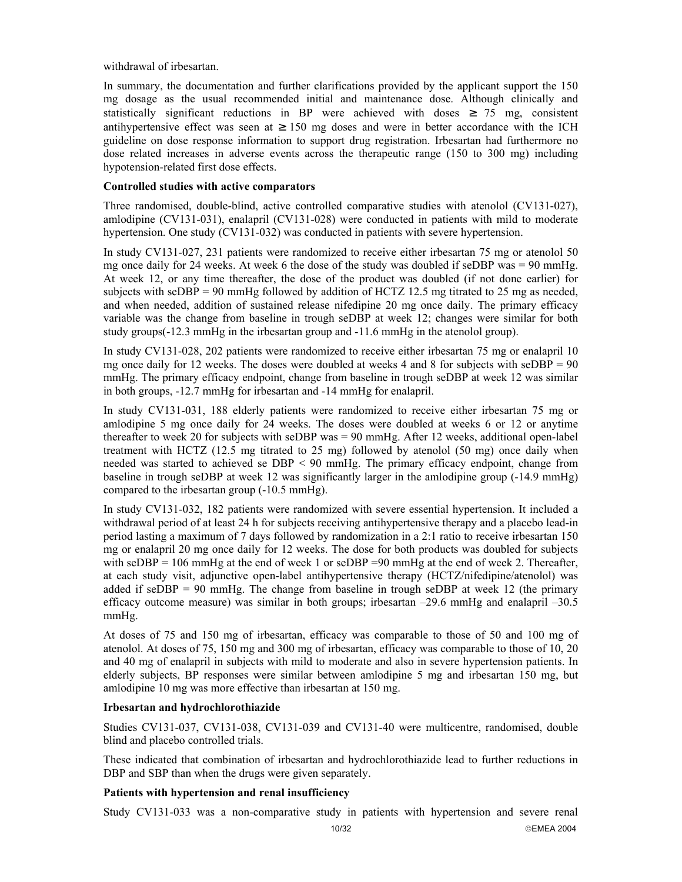withdrawal of irbesartan.

In summary, the documentation and further clarifications provided by the applicant support the 150 mg dosage as the usual recommended initial and maintenance dose. Although clinically and statistically significant reductions in BP were achieved with doses ≥ 75 mg, consistent antihypertensive effect was seen at ≥ 150 mg doses and were in better accordance with the ICH guideline on dose response information to support drug registration. Irbesartan had furthermore no dose related increases in adverse events across the therapeutic range (150 to 300 mg) including hypotension-related first dose effects.

**Controlled studies with active comparators**

Three randomised, double-blind, active controlled comparative studies with atenolol (CV131-027), amlodipine (CV131-031), enalapril (CV131-028) were conducted in patients with mild to moderate hypertension. One study (CV131-032) was conducted in patients with severe hypertension.

In study CV131-027, 231 patients were randomized to receive either irbesartan 75 mg or atenolol 50 mg once daily for 24 weeks. At week 6 the dose of the study was doubled if seDBP was = 90 mmHg. At week 12, or any time thereafter, the dose of the product was doubled (if not done earlier) for subjects with seDBP = 90 mmHg followed by addition of HCTZ 12.5 mg titrated to 25 mg as needed, and when needed, addition of sustained release nifedipine 20 mg once daily. The primary efficacy variable was the change from baseline in trough seDBP at week 12; changes were similar for both study groups(-12.3 mmHg in the irbesartan group and -11.6 mmHg in the atenolol group).

In study CV131-028, 202 patients were randomized to receive either irbesartan 75 mg or enalapril 10 mg once daily for 12 weeks. The doses were doubled at weeks 4 and 8 for subjects with seDBP = 90 mmHg. The primary efficacy endpoint, change from baseline in trough seDBP at week 12 was similar in both groups, -12.7 mmHg for irbesartan and -14 mmHg for enalapril.

In study CV131-031, 188 elderly patients were randomized to receive either irbesartan 75 mg or amlodipine 5 mg once daily for 24 weeks. The doses were doubled at weeks 6 or 12 or anytime thereafter to week 20 for subjects with seDBP was = 90 mmHg. After 12 weeks, additional open-label treatment with HCTZ (12.5 mg titrated to 25 mg) followed by atenolol (50 mg) once daily when needed was started to achieved se DBP < 90 mmHg. The primary efficacy endpoint, change from baseline in trough seDBP at week 12 was significantly larger in the amlodipine group (-14.9 mmHg) compared to the irbesartan group (-10.5 mmHg).

In study CV131-032, 182 patients were randomized with severe essential hypertension. It included a withdrawal period of at least 24 h for subjects receiving antihypertensive therapy and a placebo lead-in period lasting a maximum of 7 days followed by randomization in a 2:1 ratio to receive irbesartan 150 mg or enalapril 20 mg once daily for 12 weeks. The dose for both products was doubled for subjects with seDBP = 106 mmHg at the end of week 1 or seDBP =90 mmHg at the end of week 2. Thereafter, at each study visit, adjunctive open-label antihypertensive therapy (HCTZ/nifedipine/atenolol) was added if seDBP = 90 mmHg. The change from baseline in trough seDBP at week 12 (the primary efficacy outcome measure) was similar in both groups; irbesartan –29.6 mmHg and enalapril –30.5 mmHg.

At doses of 75 and 150 mg of irbesartan, efficacy was comparable to those of 50 and 100 mg of atenolol. At doses of 75, 150 mg and 300 mg of irbesartan, efficacy was comparable to those of 10, 20 and 40 mg of enalapril in subjects with mild to moderate and also in severe hypertension patients. In elderly subjects, BP responses were similar between amlodipine 5 mg and irbesartan 150 mg, but amlodipine 10 mg was more effective than irbesartan at 150 mg.

**Irbesartan and hydrochlorothiazide**

Studies CV131-037, CV131-038, CV131-039 and CV131-40 were multicentre, randomised, double blind and placebo controlled trials.

These indicated that combination of irbesartan and hydrochlorothiazide lead to further reductions in DBP and SBP than when the drugs were given separately.

**Patients with hypertension and renal insufficiency**

Study CV131-033 was a non-comparative study in patients with hypertension and severe renal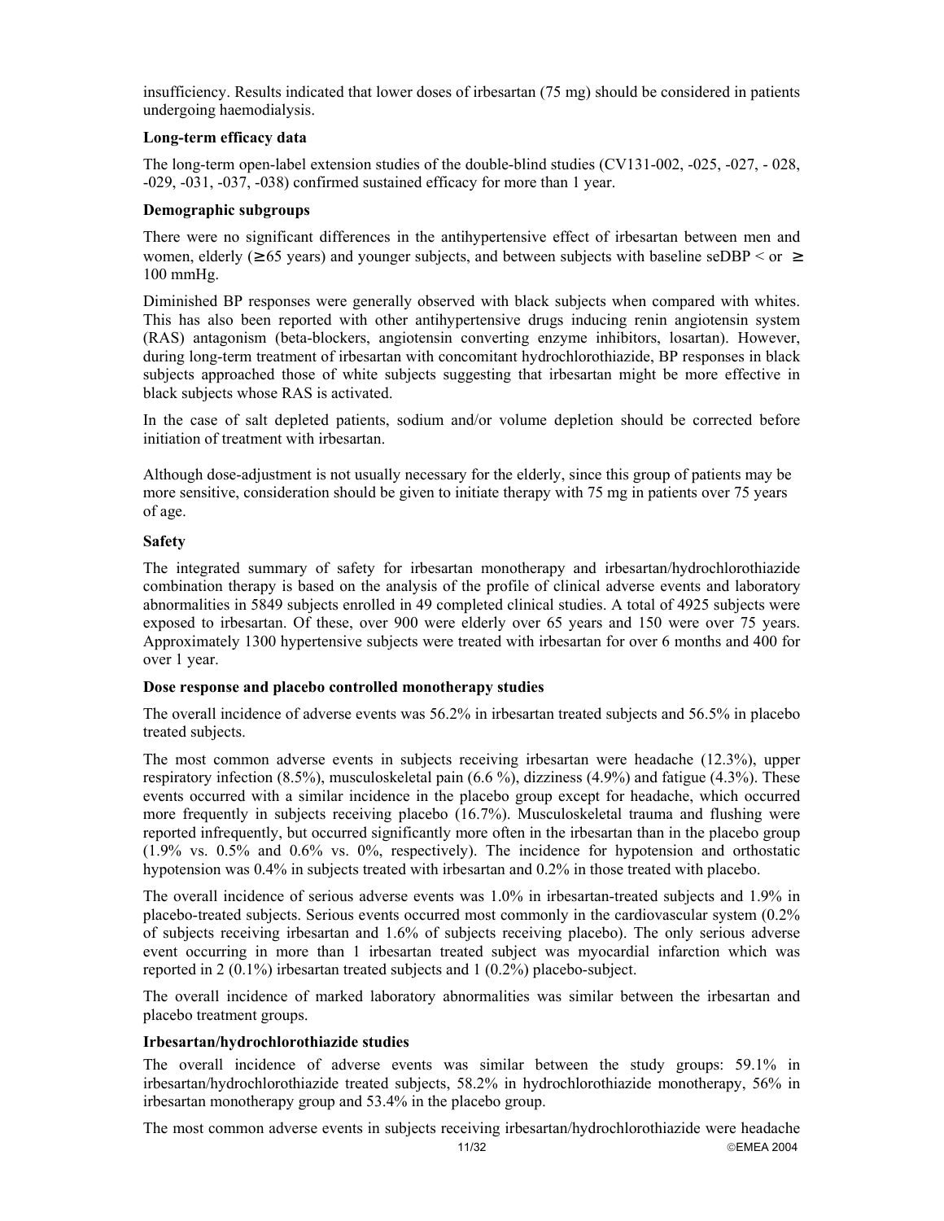insufficiency. Results indicated that lower doses of irbesartan (75 mg) should be considered in patients undergoing haemodialysis.

**Long-term efficacy data**

The long-term open-label extension studies of the double-blind studies (CV131-002, -025, -027, - 028, -029, -031, -037, -038) confirmed sustained efficacy for more than 1 year.

**Demographic subgroups**

There were no significant differences in the antihypertensive effect of irbesartan between men and women, elderly (≥65 years) and younger subjects, and between subjects with baseline seDBP < or ≥ 100 mmHg.

Diminished BP responses were generally observed with black subjects when compared with whites. This has also been reported with other antihypertensive drugs inducing renin angiotensin system (RAS) antagonism (beta-blockers, angiotensin converting enzyme inhibitors, losartan). However, during long-term treatment of irbesartan with concomitant hydrochlorothiazide, BP responses in black subjects approached those of white subjects suggesting that irbesartan might be more effective in black subjects whose RAS is activated.

In the case of salt depleted patients, sodium and/or volume depletion should be corrected before initiation of treatment with irbesartan.

Although dose-adjustment is not usually necessary for the elderly, since this group of patients may be more sensitive, consideration should be given to initiate therapy with 75 mg in patients over 75 years of age.

**Safety**

The integrated summary of safety for irbesartan monotherapy and irbesartan/hydrochlorothiazide combination therapy is based on the analysis of the profile of clinical adverse events and laboratory abnormalities in 5849 subjects enrolled in 49 completed clinical studies. A total of 4925 subjects were exposed to irbesartan. Of these, over 900 were elderly over 65 years and 150 were over 75 years. Approximately 1300 hypertensive subjects were treated with irbesartan for over 6 months and 400 for over 1 year.

**Dose response and placebo controlled monotherapy studies**

The overall incidence of adverse events was 56.2% in irbesartan treated subjects and 56.5% in placebo treated subjects.

The most common adverse events in subjects receiving irbesartan were headache (12.3%), upper respiratory infection (8.5%), musculoskeletal pain (6.6 %), dizziness (4.9%) and fatigue (4.3%). These events occurred with a similar incidence in the placebo group except for headache, which occurred more frequently in subjects receiving placebo (16.7%). Musculoskeletal trauma and flushing were reported infrequently, but occurred significantly more often in the irbesartan than in the placebo group (1.9% vs. 0.5% and 0.6% vs. 0%, respectively). The incidence for hypotension and orthostatic hypotension was 0.4% in subjects treated with irbesartan and 0.2% in those treated with placebo.

The overall incidence of serious adverse events was 1.0% in irbesartan-treated subjects and 1.9% in placebo-treated subjects. Serious events occurred most commonly in the cardiovascular system (0.2% of subjects receiving irbesartan and 1.6% of subjects receiving placebo). The only serious adverse event occurring in more than 1 irbesartan treated subject was myocardial infarction which was reported in 2 (0.1%) irbesartan treated subjects and 1 (0.2%) placebo-subject.

The overall incidence of marked laboratory abnormalities was similar between the irbesartan and placebo treatment groups.

**Irbesartan/hydrochlorothiazide studies**

The overall incidence of adverse events was similar between the study groups: 59.1% in irbesartan/hydrochlorothiazide treated subjects, 58.2% in hydrochlorothiazide monotherapy, 56% in irbesartan monotherapy group and 53.4% in the placebo group.

The most common adverse events in subjects receiving irbesartan/hydrochlorothiazide were headache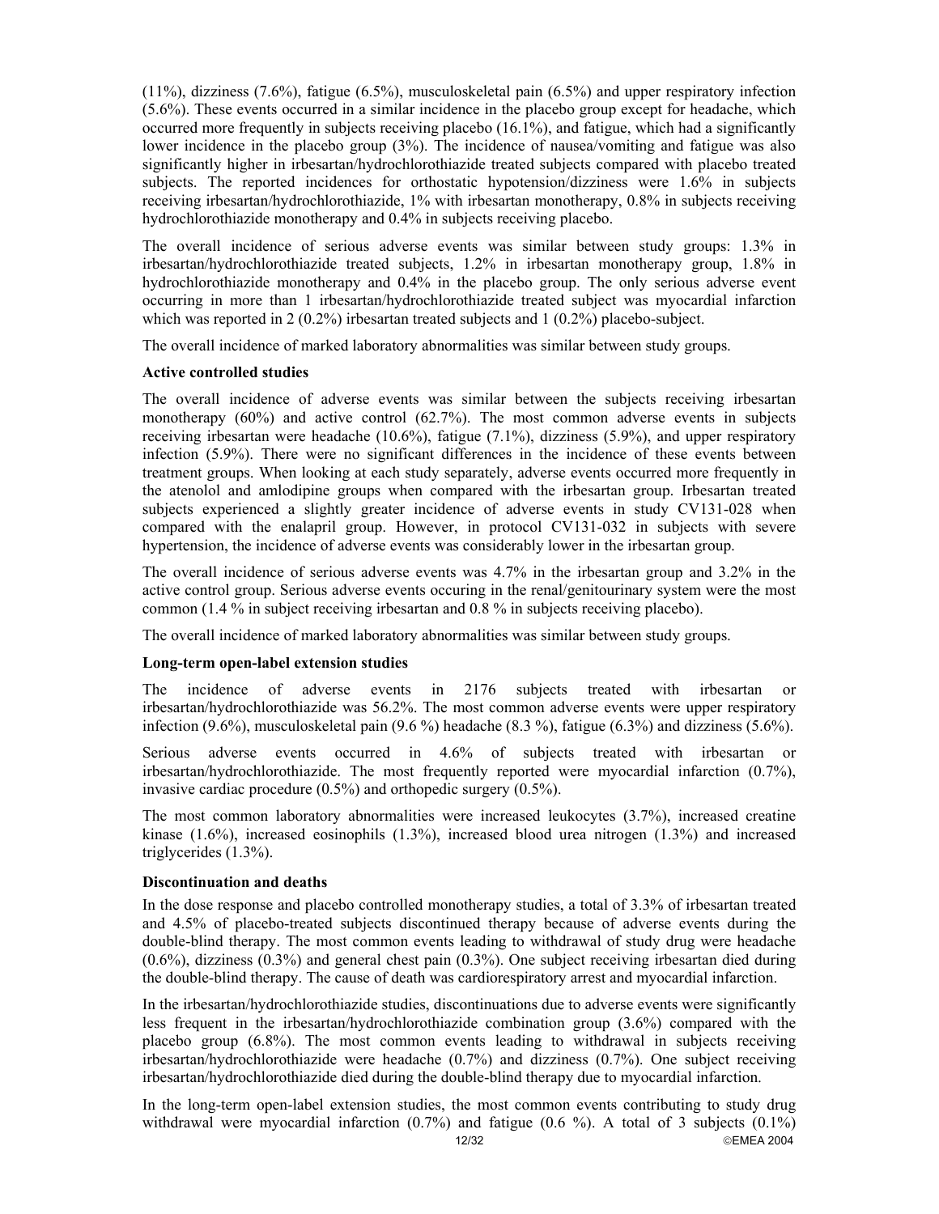(11%), dizziness (7.6%), fatigue (6.5%), musculoskeletal pain (6.5%) and upper respiratory infection (5.6%). These events occurred in a similar incidence in the placebo group except for headache, which occurred more frequently in subjects receiving placebo (16.1%), and fatigue, which had a significantly lower incidence in the placebo group (3%). The incidence of nausea/vomiting and fatigue was also significantly higher in irbesartan/hydrochlorothiazide treated subjects compared with placebo treated subjects. The reported incidences for orthostatic hypotension/dizziness were 1.6% in subjects receiving irbesartan/hydrochlorothiazide, 1% with irbesartan monotherapy, 0.8% in subjects receiving hydrochlorothiazide monotherapy and 0.4% in subjects receiving placebo.

The overall incidence of serious adverse events was similar between study groups: 1.3% in irbesartan/hydrochlorothiazide treated subjects, 1.2% in irbesartan monotherapy group, 1.8% in hydrochlorothiazide monotherapy and 0.4% in the placebo group. The only serious adverse event occurring in more than 1 irbesartan/hydrochlorothiazide treated subject was myocardial infarction which was reported in 2 (0.2%) irbesartan treated subjects and 1 (0.2%) placebo-subject.

The overall incidence of marked laboratory abnormalities was similar between study groups.

**Active controlled studies**

The overall incidence of adverse events was similar between the subjects receiving irbesartan monotherapy (60%) and active control (62.7%). The most common adverse events in subjects receiving irbesartan were headache (10.6%), fatigue (7.1%), dizziness (5.9%), and upper respiratory infection (5.9%). There were no significant differences in the incidence of these events between treatment groups. When looking at each study separately, adverse events occurred more frequently in the atenolol and amlodipine groups when compared with the irbesartan group. Irbesartan treated subjects experienced a slightly greater incidence of adverse events in study CV131-028 when compared with the enalapril group. However, in protocol CV131-032 in subjects with severe hypertension, the incidence of adverse events was considerably lower in the irbesartan group.

The overall incidence of serious adverse events was 4.7% in the irbesartan group and 3.2% in the active control group. Serious adverse events occuring in the renal/genitourinary system were the most common (1.4 % in subject receiving irbesartan and 0.8 % in subjects receiving placebo).

The overall incidence of marked laboratory abnormalities was similar between study groups.

**Long-term open-label extension studies**

The incidence of adverse events in 2176 subjects treated with irbesartan or irbesartan/hydrochlorothiazide was 56.2%. The most common adverse events were upper respiratory infection (9.6%), musculoskeletal pain (9.6 %) headache (8.3 %), fatigue (6.3%) and dizziness (5.6%).

Serious adverse events occurred in 4.6% of subjects treated with irbesartan or irbesartan/hydrochlorothiazide. The most frequently reported were myocardial infarction (0.7%), invasive cardiac procedure (0.5%) and orthopedic surgery (0.5%).

The most common laboratory abnormalities were increased leukocytes (3.7%), increased creatine kinase (1.6%), increased eosinophils (1.3%), increased blood urea nitrogen (1.3%) and increased triglycerides (1.3%).

**Discontinuation and deaths**

In the dose response and placebo controlled monotherapy studies, a total of 3.3% of irbesartan treated and 4.5% of placebo-treated subjects discontinued therapy because of adverse events during the double-blind therapy. The most common events leading to withdrawal of study drug were headache (0.6%), dizziness (0.3%) and general chest pain (0.3%). One subject receiving irbesartan died during the double-blind therapy. The cause of death was cardiorespiratory arrest and myocardial infarction.

In the irbesartan/hydrochlorothiazide studies, discontinuations due to adverse events were significantly less frequent in the irbesartan/hydrochlorothiazide combination group (3.6%) compared with the placebo group (6.8%). The most common events leading to withdrawal in subjects receiving irbesartan/hydrochlorothiazide were headache (0.7%) and dizziness (0.7%). One subject receiving irbesartan/hydrochlorothiazide died during the double-blind therapy due to myocardial infarction.

In the long-term open-label extension studies, the most common events contributing to study drug withdrawal were myocardial infarction (0.7%) and fatigue (0.6 %). A total of 3 subjects (0.1%)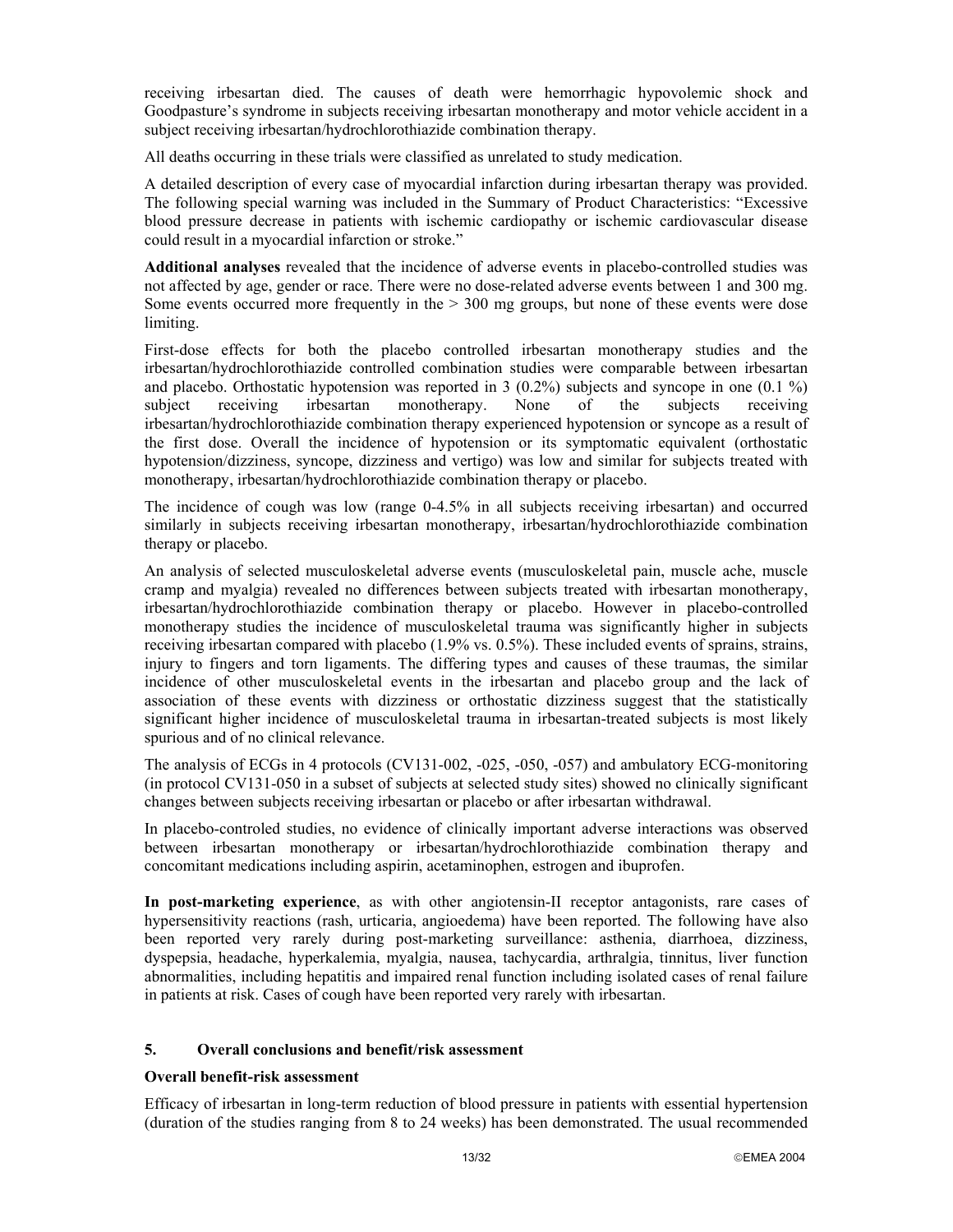receiving irbesartan died. The causes of death were hemorrhagic hypovolemic shock and Goodpasture's syndrome in subjects receiving irbesartan monotherapy and motor vehicle accident in a subject receiving irbesartan/hydrochlorothiazide combination therapy.

All deaths occurring in these trials were classified as unrelated to study medication.

A detailed description of every case of myocardial infarction during irbesartan therapy was provided. The following special warning was included in the Summary of Product Characteristics: "Excessive blood pressure decrease in patients with ischemic cardiopathy or ischemic cardiovascular disease could result in a myocardial infarction or stroke."

**Additional analyses** revealed that the incidence of adverse events in placebo-controlled studies was not affected by age, gender or race. There were no dose-related adverse events between 1 and 300 mg. Some events occurred more frequently in the > 300 mg groups, but none of these events were dose limiting.

First-dose effects for both the placebo controlled irbesartan monotherapy studies and the irbesartan/hydrochlorothiazide controlled combination studies were comparable between irbesartan and placebo. Orthostatic hypotension was reported in 3 (0.2%) subjects and syncope in one (0.1 %) subject receiving irbesartan monotherapy. None of the subjects receiving irbesartan/hydrochlorothiazide combination therapy experienced hypotension or syncope as a result of the first dose. Overall the incidence of hypotension or its symptomatic equivalent (orthostatic hypotension/dizziness, syncope, dizziness and vertigo) was low and similar for subjects treated with monotherapy, irbesartan/hydrochlorothiazide combination therapy or placebo.

The incidence of cough was low (range 0-4.5% in all subjects receiving irbesartan) and occurred similarly in subjects receiving irbesartan monotherapy, irbesartan/hydrochlorothiazide combination therapy or placebo.

An analysis of selected musculoskeletal adverse events (musculoskeletal pain, muscle ache, muscle cramp and myalgia) revealed no differences between subjects treated with irbesartan monotherapy, irbesartan/hydrochlorothiazide combination therapy or placebo. However in placebo-controlled monotherapy studies the incidence of musculoskeletal trauma was significantly higher in subjects receiving irbesartan compared with placebo (1.9% vs. 0.5%). These included events of sprains, strains, injury to fingers and torn ligaments. The differing types and causes of these traumas, the similar incidence of other musculoskeletal events in the irbesartan and placebo group and the lack of association of these events with dizziness or orthostatic dizziness suggest that the statistically significant higher incidence of musculoskeletal trauma in irbesartan-treated subjects is most likely spurious and of no clinical relevance.

The analysis of ECGs in 4 protocols (CV131-002, -025, -050, -057) and ambulatory ECG-monitoring (in protocol CV131-050 in a subset of subjects at selected study sites) showed no clinically significant changes between subjects receiving irbesartan or placebo or after irbesartan withdrawal.

In placebo-controled studies, no evidence of clinically important adverse interactions was observed between irbesartan monotherapy or irbesartan/hydrochlorothiazide combination therapy and concomitant medications including aspirin, acetaminophen, estrogen and ibuprofen.

**In post-marketing experience**, as with other angiotensin-II receptor antagonists, rare cases of hypersensitivity reactions (rash, urticaria, angioedema) have been reported. The following have also been reported very rarely during post-marketing surveillance: asthenia, diarrhoea, dizziness, dyspepsia, headache, hyperkalemia, myalgia, nausea, tachycardia, arthralgia, tinnitus, liver function abnormalities, including hepatitis and impaired renal function including isolated cases of renal failure in patients at risk. Cases of cough have been reported very rarely with irbesartan.

## 5. Overall conclusions and benefit/risk assessment

**Overall benefit-risk assessment**

Efficacy of irbesartan in long-term reduction of blood pressure in patients with essential hypertension (duration of the studies ranging from 8 to 24 weeks) has been demonstrated. The usual recommended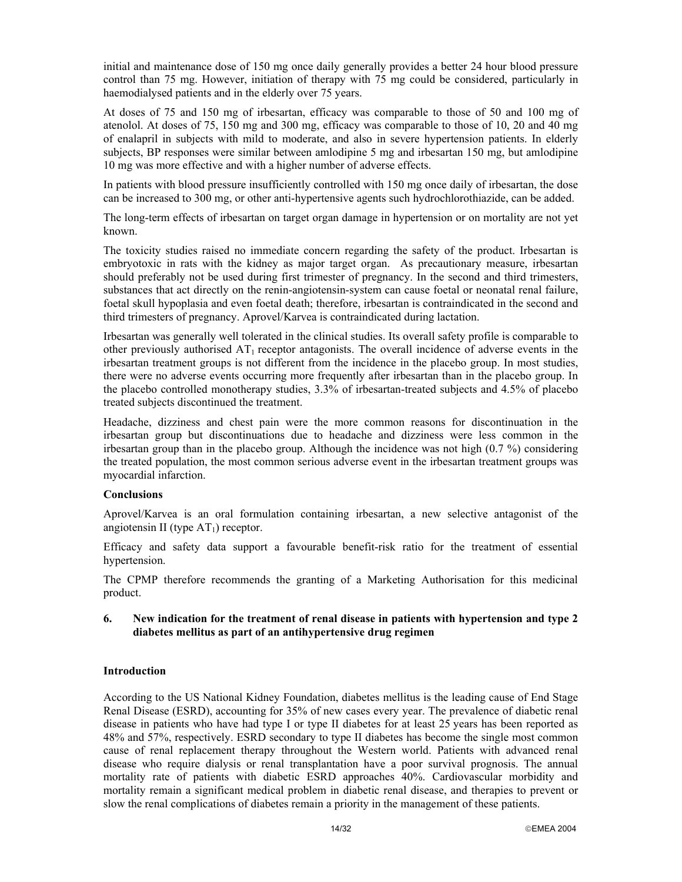initial and maintenance dose of 150 mg once daily generally provides a better 24 hour blood pressure control than 75 mg. However, initiation of therapy with 75 mg could be considered, particularly in haemodialysed patients and in the elderly over 75 years.

At doses of 75 and 150 mg of irbesartan, efficacy was comparable to those of 50 and 100 mg of atenolol. At doses of 75, 150 mg and 300 mg, efficacy was comparable to those of 10, 20 and 40 mg of enalapril in subjects with mild to moderate, and also in severe hypertension patients. In elderly subjects, BP responses were similar between amlodipine 5 mg and irbesartan 150 mg, but amlodipine 10 mg was more effective and with a higher number of adverse effects.

In patients with blood pressure insufficiently controlled with 150 mg once daily of irbesartan, the dose can be increased to 300 mg, or other anti-hypertensive agents such hydrochlorothiazide, can be added.

The long-term effects of irbesartan on target organ damage in hypertension or on mortality are not yet known.

The toxicity studies raised no immediate concern regarding the safety of the product. Irbesartan is embryotoxic in rats with the kidney as major target organ. As precautionary measure, irbesartan should preferably not be used during first trimester of pregnancy. In the second and third trimesters, substances that act directly on the renin-angiotensin-system can cause foetal or neonatal renal failure, foetal skull hypoplasia and even foetal death; therefore, irbesartan is contraindicated in the second and third trimesters of pregnancy. Aprovel/Karvea is contraindicated during lactation.

Irbesartan was generally well tolerated in the clinical studies. Its overall safety profile is comparable to other previously authorised $AT_1$ receptor antagonists. The overall incidence of adverse events in the irbesartan treatment groups is not different from the incidence in the placebo group. In most studies, there were no adverse events occurring more frequently after irbesartan than in the placebo group. In the placebo controlled monotherapy studies, 3.3% of irbesartan-treated subjects and 4.5% of placebo treated subjects discontinued the treatment.

Headache, dizziness and chest pain were the more common reasons for discontinuation in the irbesartan group but discontinuations due to headache and dizziness were less common in the irbesartan group than in the placebo group. Although the incidence was not high (0.7 %) considering the treated population, the most common serious adverse event in the irbesartan treatment groups was myocardial infarction.

**Conclusions**

Aprovel/Karvea is an oral formulation containing irbesartan, a new selective antagonist of the angiotensin II (type $AT_1$) receptor.

Efficacy and safety data support a favourable benefit-risk ratio for the treatment of essential hypertension.

The CPMP therefore recommends the granting of a Marketing Authorisation for this medicinal product.

## 6. New indication for the treatment of renal disease in patients with hypertension and type 2 diabetes mellitus as part of an antihypertensive drug regimen

**Introduction**

According to the US National Kidney Foundation, diabetes mellitus is the leading cause of End Stage Renal Disease (ESRD), accounting for 35% of new cases every year. The prevalence of diabetic renal disease in patients who have had type I or type II diabetes for at least 25 years has been reported as 48% and 57%, respectively. ESRD secondary to type II diabetes has become the single most common cause of renal replacement therapy throughout the Western world. Patients with advanced renal disease who require dialysis or renal transplantation have a poor survival prognosis. The annual mortality rate of patients with diabetic ESRD approaches 40%. Cardiovascular morbidity and mortality remain a significant medical problem in diabetic renal disease, and therapies to prevent or slow the renal complications of diabetes remain a priority in the management of these patients.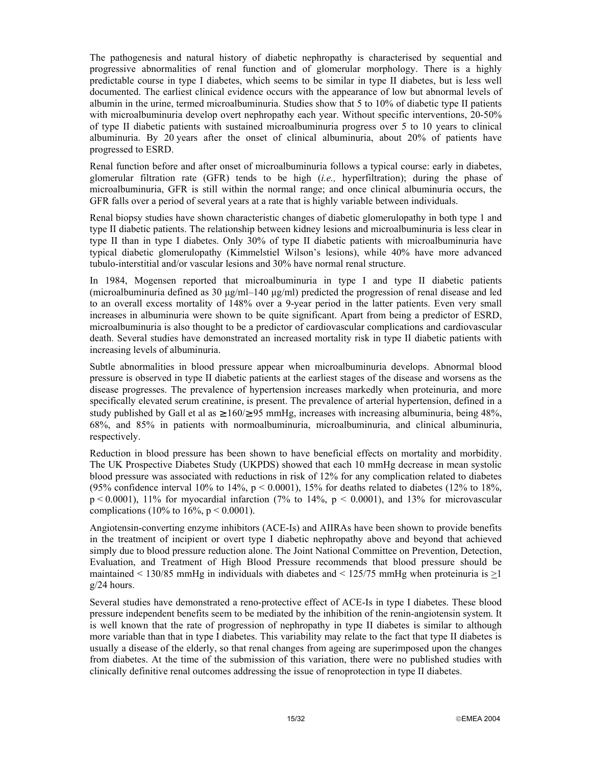The pathogenesis and natural history of diabetic nephropathy is characterised by sequential and progressive abnormalities of renal function and of glomerular morphology. There is a highly predictable course in type I diabetes, which seems to be similar in type II diabetes, but is less well documented. The earliest clinical evidence occurs with the appearance of low but abnormal levels of albumin in the urine, termed microalbuminuria. Studies show that 5 to 10% of diabetic type II patients with microalbuminuria develop overt nephropathy each year. Without specific interventions, 20-50% of type II diabetic patients with sustained microalbuminuria progress over 5 to 10 years to clinical albuminuria. By 20 years after the onset of clinical albuminuria, about 20% of patients have progressed to ESRD.

Renal function before and after onset of microalbuminuria follows a typical course: early in diabetes, glomerular filtration rate (GFR) tends to be high (*i.e.,* hyperfiltration); during the phase of microalbuminuria, GFR is still within the normal range; and once clinical albuminuria occurs, the GFR falls over a period of several years at a rate that is highly variable between individuals.

Renal biopsy studies have shown characteristic changes of diabetic glomerulopathy in both type 1 and type II diabetic patients. The relationship between kidney lesions and microalbuminuria is less clear in type II than in type I diabetes. Only 30% of type II diabetic patients with microalbuminuria have typical diabetic glomerulopathy (Kimmelstiel Wilson's lesions), while 40% have more advanced tubulo-interstitial and/or vascular lesions and 30% have normal renal structure.

In 1984, Mogensen reported that microalbuminuria in type I and type II diabetic patients (microalbuminuria defined as 30 µg/ml–140 µg/ml) predicted the progression of renal disease and led to an overall excess mortality of 148% over a 9-year period in the latter patients. Even very small increases in albuminuria were shown to be quite significant. Apart from being a predictor of ESRD, microalbuminuria is also thought to be a predictor of cardiovascular complications and cardiovascular death. Several studies have demonstrated an increased mortality risk in type II diabetic patients with increasing levels of albuminuria.

Subtle abnormalities in blood pressure appear when microalbuminuria develops. Abnormal blood pressure is observed in type II diabetic patients at the earliest stages of the disease and worsens as the disease progresses. The prevalence of hypertension increases markedly when proteinuria, and more specifically elevated serum creatinine, is present. The prevalence of arterial hypertension, defined in a study published by Gall et al as ≥160/≥95 mmHg, increases with increasing albuminuria, being 48%, 68%, and 85% in patients with normoalbuminuria, microalbuminuria, and clinical albuminuria, respectively.

Reduction in blood pressure has been shown to have beneficial effects on mortality and morbidity. The UK Prospective Diabetes Study (UKPDS) showed that each 10 mmHg decrease in mean systolic blood pressure was associated with reductions in risk of 12% for any complication related to diabetes (95% confidence interval 10% to 14%, $p < 0.0001$), 15% for deaths related to diabetes (12% to 18%, $p < 0.0001$), 11% for myocardial infarction (7% to 14%, $p < 0.0001$), and 13% for microvascular complications (10% to 16%, $p < 0.0001$).

Angiotensin-converting enzyme inhibitors (ACE-Is) and AIIRAs have been shown to provide benefits in the treatment of incipient or overt type I diabetic nephropathy above and beyond that achieved simply due to blood pressure reduction alone. The Joint National Committee on Prevention, Detection, Evaluation, and Treatment of High Blood Pressure recommends that blood pressure should be maintained < 130/85 mmHg in individuals with diabetes and < 125/75 mmHg when proteinuria is ≥1 g/24 hours.

Several studies have demonstrated a reno-protective effect of ACE-Is in type I diabetes. These blood pressure independent benefits seem to be mediated by the inhibition of the renin-angiotensin system. It is well known that the rate of progression of nephropathy in type II diabetes is similar to although more variable than that in type I diabetes. This variability may relate to the fact that type II diabetes is usually a disease of the elderly, so that renal changes from ageing are superimposed upon the changes from diabetes. At the time of the submission of this variation, there were no published studies with clinically definitive renal outcomes addressing the issue of renoprotection in type II diabetes.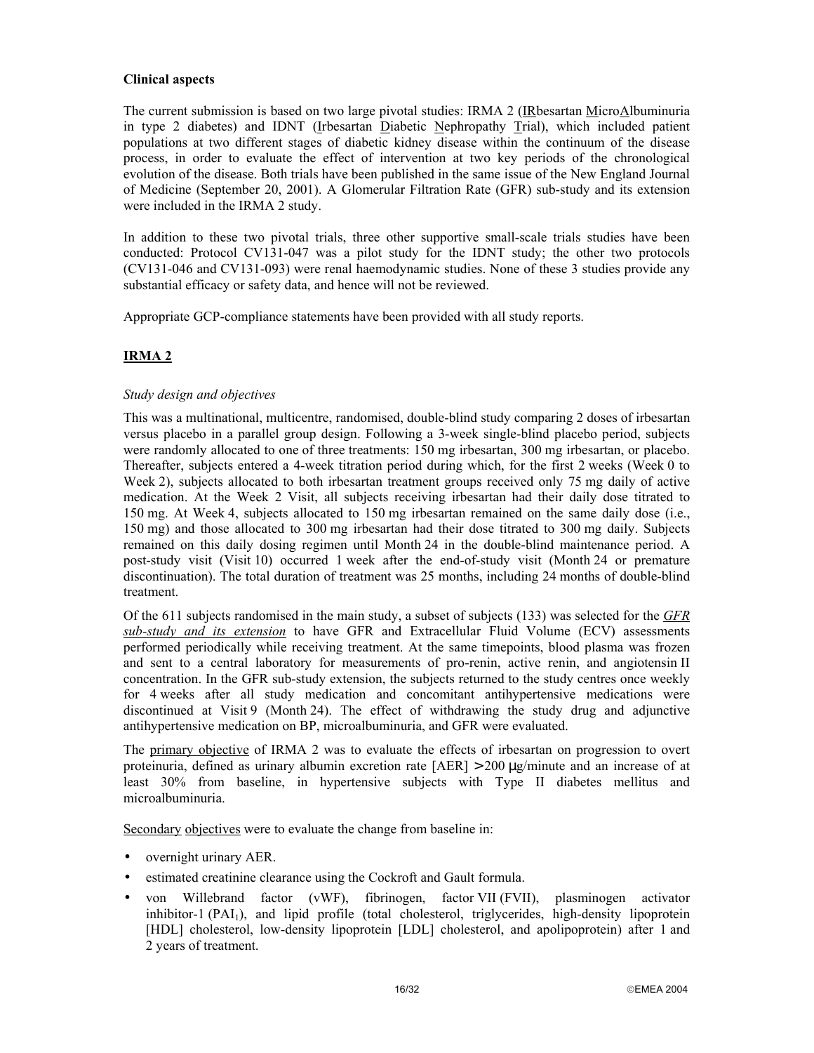**Clinical aspects**

The current submission is based on two large pivotal studies: IRMA 2 (IRbesartan MicroAlbuminuria in type 2 diabetes) and IDNT (Irbesartan Diabetic Nephropathy Trial), which included patient populations at two different stages of diabetic kidney disease within the continuum of the disease process, in order to evaluate the effect of intervention at two key periods of the chronological evolution of the disease. Both trials have been published in the same issue of the New England Journal of Medicine (September 20, 2001). A Glomerular Filtration Rate (GFR) sub-study and its extension were included in the IRMA 2 study.

In addition to these two pivotal trials, three other supportive small-scale trials studies have been conducted: Protocol CV131-047 was a pilot study for the IDNT study; the other two protocols (CV131-046 and CV131-093) were renal haemodynamic studies. None of these 3 studies provide any substantial efficacy or safety data, and hence will not be reviewed.

Appropriate GCP-compliance statements have been provided with all study reports.

## IRMA 2

*Study design and objectives*

This was a multinational, multicentre, randomised, double-blind study comparing 2 doses of irbesartan versus placebo in a parallel group design. Following a 3-week single-blind placebo period, subjects were randomly allocated to one of three treatments: 150 mg irbesartan, 300 mg irbesartan, or placebo. Thereafter, subjects entered a 4-week titration period during which, for the first 2 weeks (Week 0 to Week 2), subjects allocated to both irbesartan treatment groups received only 75 mg daily of active medication. At the Week 2 Visit, all subjects receiving irbesartan had their daily dose titrated to 150 mg. At Week 4, subjects allocated to 150 mg irbesartan remained on the same daily dose (i.e., 150 mg) and those allocated to 300 mg irbesartan had their dose titrated to 300 mg daily. Subjects remained on this daily dosing regimen until Month 24 in the double-blind maintenance period. A post-study visit (Visit 10) occurred 1 week after the end-of-study visit (Month 24 or premature discontinuation). The total duration of treatment was 25 months, including 24 months of double-blind treatment.

Of the 611 subjects randomised in the main study, a subset of subjects (133) was selected for the *GFR sub-study and its extension* to have GFR and Extracellular Fluid Volume (ECV) assessments performed periodically while receiving treatment. At the same timepoints, blood plasma was frozen and sent to a central laboratory for measurements of pro-renin, active renin, and angiotensin II concentration. In the GFR sub-study extension, the subjects returned to the study centres once weekly for 4 weeks after all study medication and concomitant antihypertensive medications were discontinued at Visit 9 (Month 24). The effect of withdrawing the study drug and adjunctive antihypertensive medication on BP, microalbuminuria, and GFR were evaluated.

The primary objective of IRMA 2 was to evaluate the effects of irbesartan on progression to overt proteinuria, defined as urinary albumin excretion rate [AER] > 200 µg/minute and an increase of at least 30% from baseline, in hypertensive subjects with Type II diabetes mellitus and microalbuminuria.

Secondary objectives were to evaluate the change from baseline in:

- overnight urinary AER.
- estimated creatinine clearance using the Cockroft and Gault formula.
- von Willebrand factor (vWF), fibrinogen, factor VII (FVII), plasminogen activator inhibitor-1 ($PAI_1$), and lipid profile (total cholesterol, triglycerides, high-density lipoprotein [HDL] cholesterol, low-density lipoprotein [LDL] cholesterol, and apolipoprotein) after 1 and 2 years of treatment.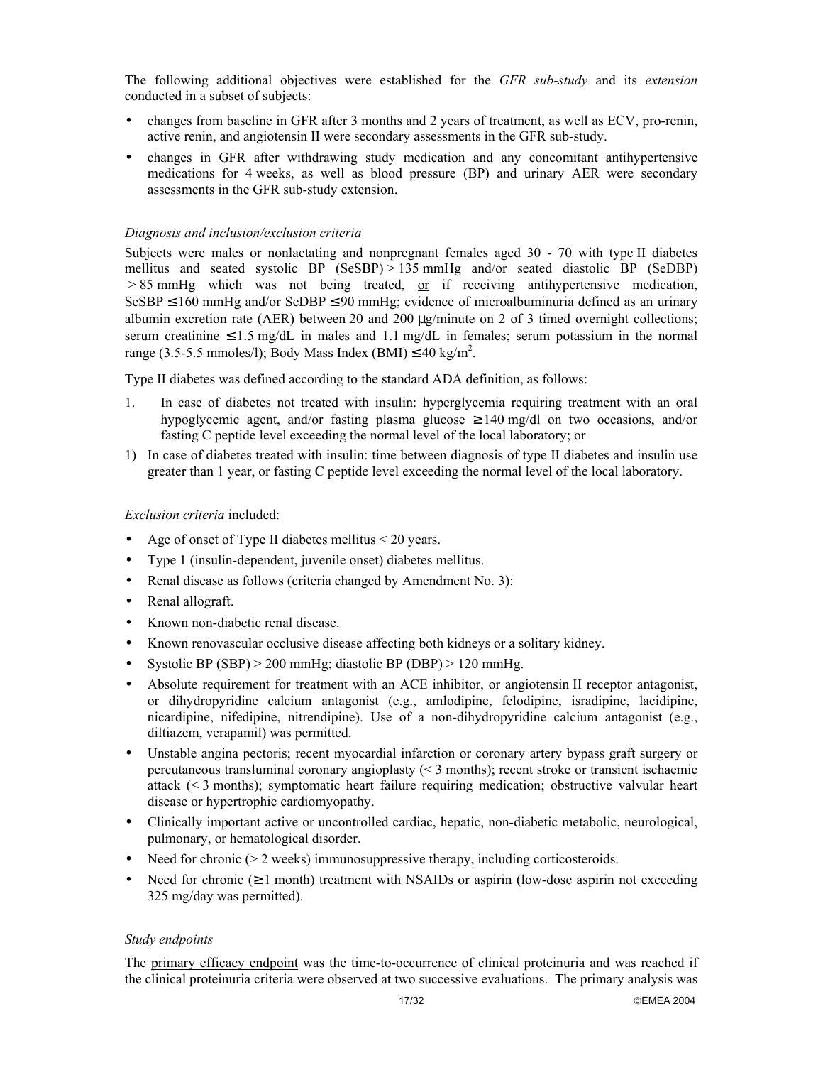The following additional objectives were established for the *GFR sub-study* and its *extension* conducted in a subset of subjects:

- changes from baseline in GFR after 3 months and 2 years of treatment, as well as ECV, pro-renin, active renin, and angiotensin II were secondary assessments in the GFR sub-study.
- changes in GFR after withdrawing study medication and any concomitant antihypertensive medications for 4 weeks, as well as blood pressure (BP) and urinary AER were secondary assessments in the GFR sub-study extension.

*Diagnosis and inclusion/exclusion criteria*

Subjects were males or nonlactating and nonpregnant females aged 30 - 70 with type II diabetes mellitus and seated systolic BP (SeSBP) > 135 mmHg and/or seated diastolic BP (SeDBP) > 85 mmHg which was not being treated, <u>or</u> if receiving antihypertensive medication, SeSBP ≤ 160 mmHg and/or SeDBP ≤ 90 mmHg; evidence of microalbuminuria defined as an urinary albumin excretion rate (AER) between 20 and 200 µg/minute on 2 of 3 timed overnight collections; serum creatinine ≤ 1.5 mg/dL in males and 1.1 mg/dL in females; serum potassium in the normal range (3.5-5.5 mmoles/l); Body Mass Index (BMI) ≤ 40 kg/m$^2$.

Type II diabetes was defined according to the standard ADA definition, as follows:

1. In case of diabetes not treated with insulin: hyperglycemia requiring treatment with an oral hypoglycemic agent, and/or fasting plasma glucose ≥ 140 mg/dl on two occasions, and/or fasting C peptide level exceeding the normal level of the local laboratory; or

1) In case of diabetes treated with insulin: time between diagnosis of type II diabetes and insulin use greater than 1 year, or fasting C peptide level exceeding the normal level of the local laboratory.

*Exclusion criteria* included:

- Age of onset of Type II diabetes mellitus < 20 years.
- Type 1 (insulin-dependent, juvenile onset) diabetes mellitus.
- Renal disease as follows (criteria changed by Amendment No. 3):
- Renal allograft.
- Known non-diabetic renal disease.
- Known renovascular occlusive disease affecting both kidneys or a solitary kidney.
- Systolic BP (SBP) > 200 mmHg; diastolic BP (DBP) > 120 mmHg.
- Absolute requirement for treatment with an ACE inhibitor, or angiotensin II receptor antagonist, or dihydropyridine calcium antagonist (e.g., amlodipine, felodipine, isradipine, lacidipine, nicardipine, nifedipine, nitrendipine). Use of a non-dihydropyridine calcium antagonist (e.g., diltiazem, verapamil) was permitted.
- Unstable angina pectoris; recent myocardial infarction or coronary artery bypass graft surgery or percutaneous transluminal coronary angioplasty (< 3 months); recent stroke or transient ischaemic attack (< 3 months); symptomatic heart failure requiring medication; obstructive valvular heart disease or hypertrophic cardiomyopathy.
- Clinically important active or uncontrolled cardiac, hepatic, non-diabetic metabolic, neurological, pulmonary, or hematological disorder.
- Need for chronic (> 2 weeks) immunosuppressive therapy, including corticosteroids.
- Need for chronic (≥ 1 month) treatment with NSAIDs or aspirin (low-dose aspirin not exceeding 325 mg/day was permitted).

*Study endpoints*

The <u>primary efficacy endpoint</u> was the time-to-occurrence of clinical proteinuria and was reached if the clinical proteinuria criteria were observed at two successive evaluations. The primary analysis was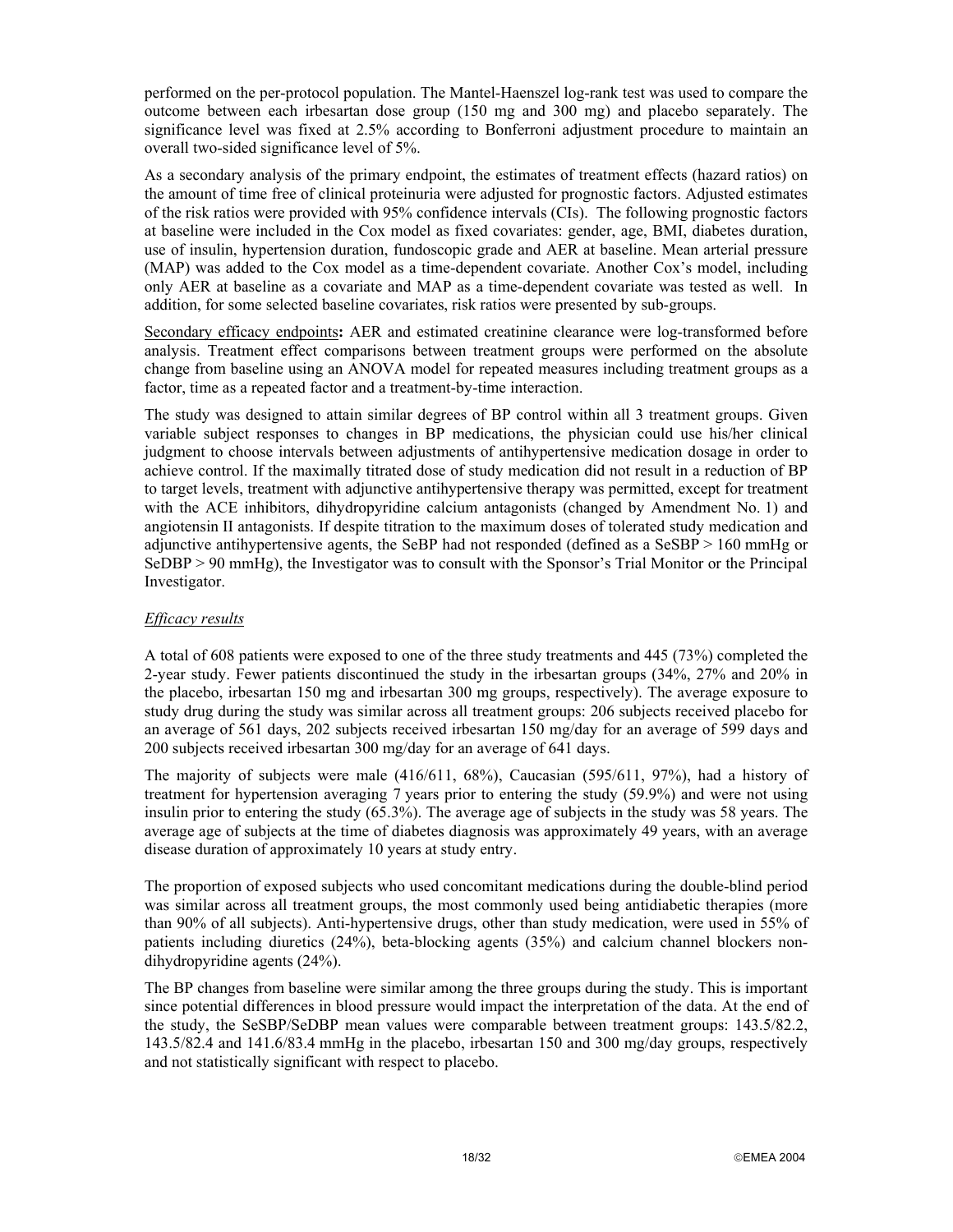performed on the per-protocol population. The Mantel-Haenszel log-rank test was used to compare the outcome between each irbesartan dose group (150 mg and 300 mg) and placebo separately. The significance level was fixed at 2.5% according to Bonferroni adjustment procedure to maintain an overall two-sided significance level of 5%.

As a secondary analysis of the primary endpoint, the estimates of treatment effects (hazard ratios) on the amount of time free of clinical proteinuria were adjusted for prognostic factors. Adjusted estimates of the risk ratios were provided with 95% confidence intervals (CIs). The following prognostic factors at baseline were included in the Cox model as fixed covariates: gender, age, BMI, diabetes duration, use of insulin, hypertension duration, fundoscopic grade and AER at baseline. Mean arterial pressure (MAP) was added to the Cox model as a time-dependent covariate. Another Cox's model, including only AER at baseline as a covariate and MAP as a time-dependent covariate was tested as well. In addition, for some selected baseline covariates, risk ratios were presented by sub-groups.

<u>Secondary efficacy endpoints</u>**:** AER and estimated creatinine clearance were log-transformed before analysis. Treatment effect comparisons between treatment groups were performed on the absolute change from baseline using an ANOVA model for repeated measures including treatment groups as a factor, time as a repeated factor and a treatment-by-time interaction.

The study was designed to attain similar degrees of BP control within all 3 treatment groups. Given variable subject responses to changes in BP medications, the physician could use his/her clinical judgment to choose intervals between adjustments of antihypertensive medication dosage in order to achieve control. If the maximally titrated dose of study medication did not result in a reduction of BP to target levels, treatment with adjunctive antihypertensive therapy was permitted, except for treatment with the ACE inhibitors, dihydropyridine calcium antagonists (changed by Amendment No. 1) and angiotensin II antagonists. If despite titration to the maximum doses of tolerated study medication and adjunctive antihypertensive agents, the SeBP had not responded (defined as a SeSBP > 160 mmHg or SeDBP > 90 mmHg), the Investigator was to consult with the Sponsor's Trial Monitor or the Principal Investigator.

*<u>Efficacy results</u>*

A total of 608 patients were exposed to one of the three study treatments and 445 (73%) completed the 2-year study. Fewer patients discontinued the study in the irbesartan groups (34%, 27% and 20% in the placebo, irbesartan 150 mg and irbesartan 300 mg groups, respectively). The average exposure to study drug during the study was similar across all treatment groups: 206 subjects received placebo for an average of 561 days, 202 subjects received irbesartan 150 mg/day for an average of 599 days and 200 subjects received irbesartan 300 mg/day for an average of 641 days.

The majority of subjects were male (416/611, 68%), Caucasian (595/611, 97%), had a history of treatment for hypertension averaging 7 years prior to entering the study (59.9%) and were not using insulin prior to entering the study (65.3%). The average age of subjects in the study was 58 years. The average age of subjects at the time of diabetes diagnosis was approximately 49 years, with an average disease duration of approximately 10 years at study entry.

The proportion of exposed subjects who used concomitant medications during the double-blind period was similar across all treatment groups, the most commonly used being antidiabetic therapies (more than 90% of all subjects). Anti-hypertensive drugs, other than study medication, were used in 55% of patients including diuretics (24%), beta-blocking agents (35%) and calcium channel blockers non-dihydropyridine agents (24%).

The BP changes from baseline were similar among the three groups during the study. This is important since potential differences in blood pressure would impact the interpretation of the data. At the end of the study, the SeSBP/SeDBP mean values were comparable between treatment groups: 143.5/82.2, 143.5/82.4 and 141.6/83.4 mmHg in the placebo, irbesartan 150 and 300 mg/day groups, respectively and not statistically significant with respect to placebo.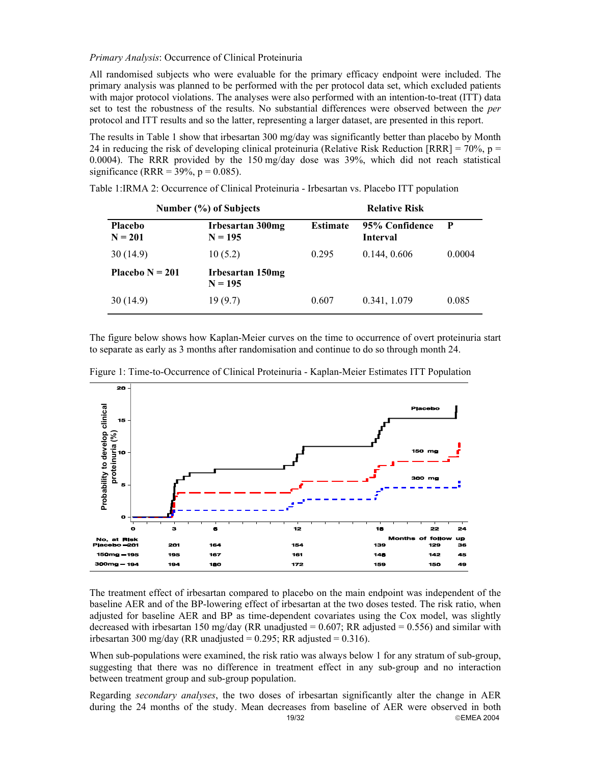*Primary Analysis*: Occurrence of Clinical Proteinuria

All randomised subjects who were evaluable for the primary efficacy endpoint were included. The primary analysis was planned to be performed with the per protocol data set, which excluded patients with major protocol violations. The analyses were also performed with an intention-to-treat (ITT) data set to test the robustness of the results. No substantial differences were observed between the *per* protocol and ITT results and so the latter, representing a larger dataset, are presented in this report.

The results in Table 1 show that irbesartan 300 mg/day was significantly better than placebo by Month 24 in reducing the risk of developing clinical proteinuria (Relative Risk Reduction [RRR] = 70%, p = 0.0004). The RRR provided by the 150 mg/day dose was 39%, which did not reach statistical significance (RRR = 39%, p = 0.085).

Table 1:IRMA 2: Occurrence of Clinical Proteinuria - Irbesartan vs. Placebo ITT population

| Number (%) of Subjects | | Relative Risk | | |
|---|---|---|---|---|
| **Placebo N = 201** | **Irbesartan 300mg N = 195** | **Estimate** | **95% Confidence Interval** | **P** |
| 30 (14.9) | 10 (5.2) | 0.295 | 0.144, 0.606 | 0.0004 |
| **Placebo N = 201** | **Irbesartan 150mg N = 195** | | | |
| 30 (14.9) | 19 (9.7) | 0.607 | 0.341, 1.079 | 0.085 |

The figure below shows how Kaplan-Meier curves on the time to occurrence of overt proteinuria start to separate as early as 3 months after randomisation and continue to do so through month 24.

Figure 1: Time-to-Occurrence of Clinical Proteinuria - Kaplan-Meier Estimates ITT Population

| No. at Risk | 3 | 6 | 12 | 18 | 22 | 24 |
|---|---|---|---|---|---|---|
| Placebo – 201 | 201 | 164 | 154 | 139 | 129 | 36 |
| 150mg – 195 | 195 | 167 | 161 | 148 | 142 | 45 |
| 300mg – 194 | 194 | 180 | 172 | 159 | 150 | 49 |

The treatment effect of irbesartan compared to placebo on the main endpoint was independent of the baseline AER and of the BP-lowering effect of irbesartan at the two doses tested. The risk ratio, when adjusted for baseline AER and BP as time-dependent covariates using the Cox model, was slightly decreased with irbesartan 150 mg/day (RR unadjusted = 0.607; RR adjusted = 0.556) and similar with irbesartan 300 mg/day (RR unadjusted = 0.295; RR adjusted = 0.316).

When sub-populations were examined, the risk ratio was always below 1 for any stratum of sub-group, suggesting that there was no difference in treatment effect in any sub-group and no interaction between treatment group and sub-group population.

Regarding *secondary analyses*, the two doses of irbesartan significantly alter the change in AER during the 24 months of the study. Mean decreases from baseline of AER were observed in both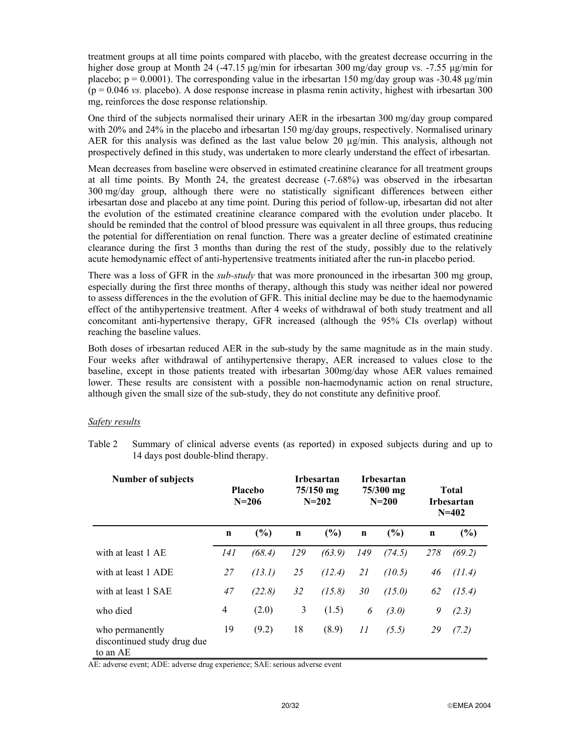treatment groups at all time points compared with placebo, with the greatest decrease occurring in the higher dose group at Month 24 (-47.15 µg/min for irbesartan 300 mg/day group vs. -7.55 µg/min for placebo; $p = 0.0001$). The corresponding value in the irbesartan 150 mg/day group was -30.48 µg/min ($p = 0.046$ *vs.* placebo). A dose response increase in plasma renin activity, highest with irbesartan 300 mg, reinforces the dose response relationship.

One third of the subjects normalised their urinary AER in the irbesartan 300 mg/day group compared with 20% and 24% in the placebo and irbesartan 150 mg/day groups, respectively. Normalised urinary AER for this analysis was defined as the last value below 20 µg/min. This analysis, although not prospectively defined in this study, was undertaken to more clearly understand the effect of irbesartan.

Mean decreases from baseline were observed in estimated creatinine clearance for all treatment groups at all time points. By Month 24, the greatest decrease (-7.68%) was observed in the irbesartan 300 mg/day group, although there were no statistically significant differences between either irbesartan dose and placebo at any time point. During this period of follow-up, irbesartan did not alter the evolution of the estimated creatinine clearance compared with the evolution under placebo. It should be reminded that the control of blood pressure was equivalent in all three groups, thus reducing the potential for differentiation on renal function. There was a greater decline of estimated creatinine clearance during the first 3 months than during the rest of the study, possibly due to the relatively acute hemodynamic effect of anti-hypertensive treatments initiated after the run-in placebo period.

There was a loss of GFR in the *sub-study* that was more pronounced in the irbesartan 300 mg group, especially during the first three months of therapy, although this study was neither ideal nor powered to assess differences in the the evolution of GFR. This initial decline may be due to the haemodynamic effect of the antihypertensive treatment. After 4 weeks of withdrawal of both study treatment and all concomitant anti-hypertensive therapy, GFR increased (although the 95% CIs overlap) without reaching the baseline values.

Both doses of irbesartan reduced AER in the sub-study by the same magnitude as in the main study. Four weeks after withdrawal of antihypertensive therapy, AER increased to values close to the baseline, except in those patients treated with irbesartan 300mg/day whose AER values remained lower. These results are consistent with a possible non-haemodynamic action on renal structure, although given the small size of the sub-study, they do not constitute any definitive proof.

*Safety results*

Table 2 Summary of clinical adverse events (as reported) in exposed subjects during and up to 14 days post double-blind therapy.

| Number of subjects | Placebo N=206 | | Irbesartan 75/150 mg N=202 | | Irbesartan 75/300 mg N=200 | | Total Irbesartan N=402 | |
|---|---|---|---|---|---|---|---|---|
| | **n** | **(%)** | **n** | **(%)** | **n** | **(%)** | **n** | **(%)** |
| with at least 1 AE | *141* | *(68.4)* | *129* | *(63.9)* | *149* | *(74.5)* | *278* | *(69.2)* |
| with at least 1 ADE | *27* | *(13.1)* | *25* | *(12.4)* | *21* | *(10.5)* | *46* | *(11.4)* |
| with at least 1 SAE | *47* | *(22.8)* | *32* | *(15.8)* | *30* | *(15.0)* | *62* | *(15.4)* |
| who died | 4 | (2.0) | 3 | (1.5) | *6* | *(3.0)* | *9* | *(2.3)* |
| who permanently discontinued study drug due to an AE | 19 | (9.2) | 18 | (8.9) | *11* | *(5.5)* | *29* | *(7.2)* |

AE: adverse event; ADE: adverse drug experience; SAE: serious adverse event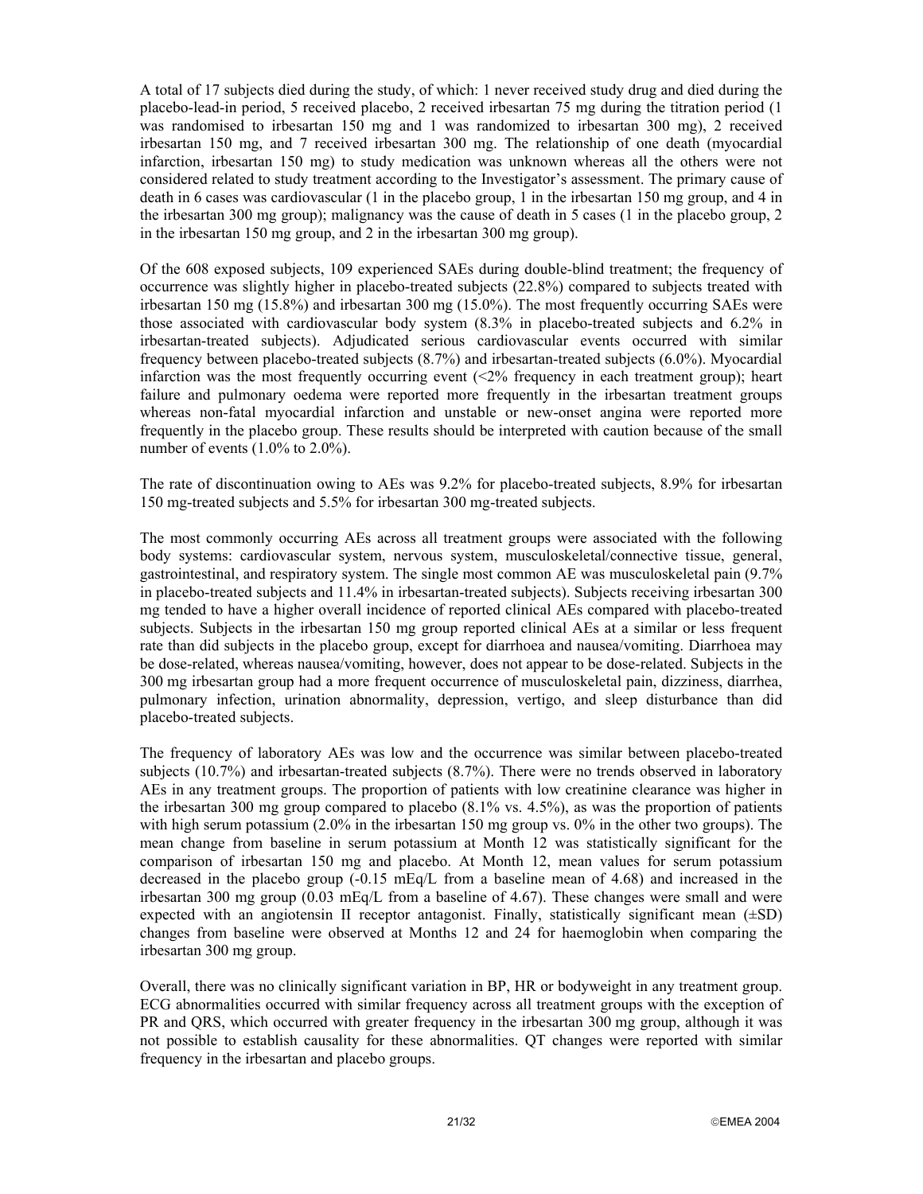A total of 17 subjects died during the study, of which: 1 never received study drug and died during the placebo-lead-in period, 5 received placebo, 2 received irbesartan 75 mg during the titration period (1 was randomised to irbesartan 150 mg and 1 was randomized to irbesartan 300 mg), 2 received irbesartan 150 mg, and 7 received irbesartan 300 mg. The relationship of one death (myocardial infarction, irbesartan 150 mg) to study medication was unknown whereas all the others were not considered related to study treatment according to the Investigator's assessment. The primary cause of death in 6 cases was cardiovascular (1 in the placebo group, 1 in the irbesartan 150 mg group, and 4 in the irbesartan 300 mg group); malignancy was the cause of death in 5 cases (1 in the placebo group, 2 in the irbesartan 150 mg group, and 2 in the irbesartan 300 mg group).

Of the 608 exposed subjects, 109 experienced SAEs during double-blind treatment; the frequency of occurrence was slightly higher in placebo-treated subjects (22.8%) compared to subjects treated with irbesartan 150 mg (15.8%) and irbesartan 300 mg (15.0%). The most frequently occurring SAEs were those associated with cardiovascular body system (8.3% in placebo-treated subjects and 6.2% in irbesartan-treated subjects). Adjudicated serious cardiovascular events occurred with similar frequency between placebo-treated subjects (8.7%) and irbesartan-treated subjects (6.0%). Myocardial infarction was the most frequently occurring event (<2% frequency in each treatment group); heart failure and pulmonary oedema were reported more frequently in the irbesartan treatment groups whereas non-fatal myocardial infarction and unstable or new-onset angina were reported more frequently in the placebo group. These results should be interpreted with caution because of the small number of events (1.0% to 2.0%).

The rate of discontinuation owing to AEs was 9.2% for placebo-treated subjects, 8.9% for irbesartan 150 mg-treated subjects and 5.5% for irbesartan 300 mg-treated subjects.

The most commonly occurring AEs across all treatment groups were associated with the following body systems: cardiovascular system, nervous system, musculoskeletal/connective tissue, general, gastrointestinal, and respiratory system. The single most common AE was musculoskeletal pain (9.7% in placebo-treated subjects and 11.4% in irbesartan-treated subjects). Subjects receiving irbesartan 300 mg tended to have a higher overall incidence of reported clinical AEs compared with placebo-treated subjects. Subjects in the irbesartan 150 mg group reported clinical AEs at a similar or less frequent rate than did subjects in the placebo group, except for diarrhoea and nausea/vomiting. Diarrhoea may be dose-related, whereas nausea/vomiting, however, does not appear to be dose-related. Subjects in the 300 mg irbesartan group had a more frequent occurrence of musculoskeletal pain, dizziness, diarrhea, pulmonary infection, urination abnormality, depression, vertigo, and sleep disturbance than did placebo-treated subjects.

The frequency of laboratory AEs was low and the occurrence was similar between placebo-treated subjects (10.7%) and irbesartan-treated subjects (8.7%). There were no trends observed in laboratory AEs in any treatment groups. The proportion of patients with low creatinine clearance was higher in the irbesartan 300 mg group compared to placebo (8.1% vs. 4.5%), as was the proportion of patients with high serum potassium (2.0% in the irbesartan 150 mg group vs. 0% in the other two groups). The mean change from baseline in serum potassium at Month 12 was statistically significant for the comparison of irbesartan 150 mg and placebo. At Month 12, mean values for serum potassium decreased in the placebo group (-0.15 mEq/L from a baseline mean of 4.68) and increased in the irbesartan 300 mg group (0.03 mEq/L from a baseline of 4.67). These changes were small and were expected with an angiotensin II receptor antagonist. Finally, statistically significant mean (±SD) changes from baseline were observed at Months 12 and 24 for haemoglobin when comparing the irbesartan 300 mg group.

Overall, there was no clinically significant variation in BP, HR or bodyweight in any treatment group. ECG abnormalities occurred with similar frequency across all treatment groups with the exception of PR and QRS, which occurred with greater frequency in the irbesartan 300 mg group, although it was not possible to establish causality for these abnormalities. QT changes were reported with similar frequency in the irbesartan and placebo groups.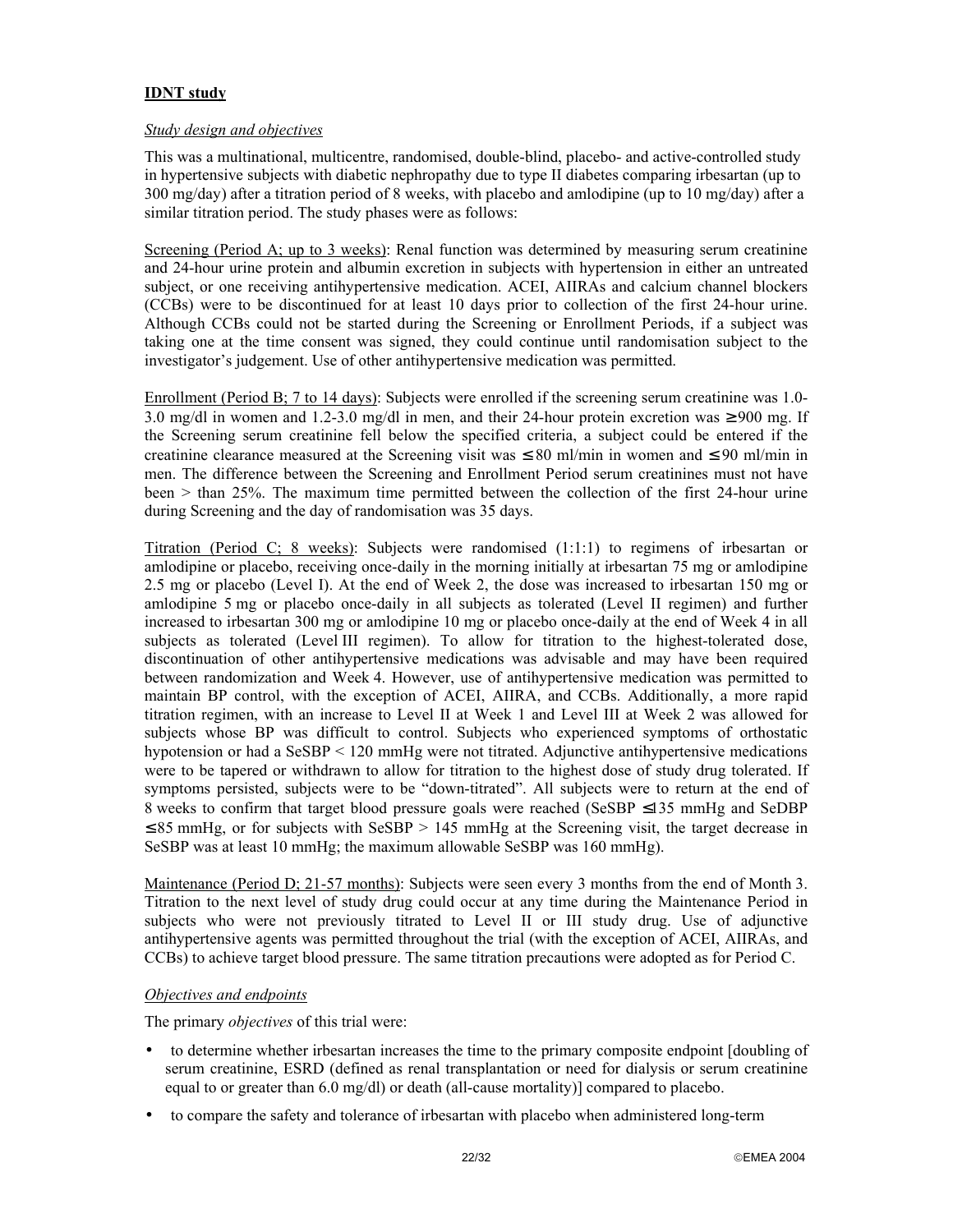**IDNT study**

*Study design and objectives*

This was a multinational, multicentre, randomised, double-blind, placebo- and active-controlled study in hypertensive subjects with diabetic nephropathy due to type II diabetes comparing irbesartan (up to 300 mg/day) after a titration period of 8 weeks, with placebo and amlodipine (up to 10 mg/day) after a similar titration period. The study phases were as follows:

Screening (Period A; up to 3 weeks): Renal function was determined by measuring serum creatinine and 24-hour urine protein and albumin excretion in subjects with hypertension in either an untreated subject, or one receiving antihypertensive medication. ACEI, AIIRAs and calcium channel blockers (CCBs) were to be discontinued for at least 10 days prior to collection of the first 24-hour urine. Although CCBs could not be started during the Screening or Enrollment Periods, if a subject was taking one at the time consent was signed, they could continue until randomisation subject to the investigator's judgement. Use of other antihypertensive medication was permitted.

Enrollment (Period B; 7 to 14 days): Subjects were enrolled if the screening serum creatinine was 1.0-3.0 mg/dl in women and 1.2-3.0 mg/dl in men, and their 24-hour protein excretion was ≥ 900 mg. If the Screening serum creatinine fell below the specified criteria, a subject could be entered if the creatinine clearance measured at the Screening visit was ≤ 80 ml/min in women and ≤ 90 ml/min in men. The difference between the Screening and Enrollment Period serum creatinines must not have been > than 25%. The maximum time permitted between the collection of the first 24-hour urine during Screening and the day of randomisation was 35 days.

Titration (Period C; 8 weeks): Subjects were randomised (1:1:1) to regimens of irbesartan or amlodipine or placebo, receiving once-daily in the morning initially at irbesartan 75 mg or amlodipine 2.5 mg or placebo (Level I). At the end of Week 2, the dose was increased to irbesartan 150 mg or amlodipine 5 mg or placebo once-daily in all subjects as tolerated (Level II regimen) and further increased to irbesartan 300 mg or amlodipine 10 mg or placebo once-daily at the end of Week 4 in all subjects as tolerated (Level III regimen). To allow for titration to the highest-tolerated dose, discontinuation of other antihypertensive medications was advisable and may have been required between randomization and Week 4. However, use of antihypertensive medication was permitted to maintain BP control, with the exception of ACEI, AIIRA, and CCBs. Additionally, a more rapid titration regimen, with an increase to Level II at Week 1 and Level III at Week 2 was allowed for subjects whose BP was difficult to control. Subjects who experienced symptoms of orthostatic hypotension or had a SeSBP < 120 mmHg were not titrated. Adjunctive antihypertensive medications were to be tapered or withdrawn to allow for titration to the highest dose of study drug tolerated. If symptoms persisted, subjects were to be "down-titrated". All subjects were to return at the end of 8 weeks to confirm that target blood pressure goals were reached (SeSBP ≤135 mmHg and SeDBP ≤ 85 mmHg, or for subjects with SeSBP > 145 mmHg at the Screening visit, the target decrease in SeSBP was at least 10 mmHg; the maximum allowable SeSBP was 160 mmHg).

Maintenance (Period D; 21-57 months): Subjects were seen every 3 months from the end of Month 3. Titration to the next level of study drug could occur at any time during the Maintenance Period in subjects who were not previously titrated to Level II or III study drug. Use of adjunctive antihypertensive agents was permitted throughout the trial (with the exception of ACEI, AIIRAs, and CCBs) to achieve target blood pressure. The same titration precautions were adopted as for Period C.

*Objectives and endpoints*

The primary *objectives* of this trial were:

- to determine whether irbesartan increases the time to the primary composite endpoint [doubling of serum creatinine, ESRD (defined as renal transplantation or need for dialysis or serum creatinine equal to or greater than 6.0 mg/dl) or death (all-cause mortality)] compared to placebo.
- to compare the safety and tolerance of irbesartan with placebo when administered long-term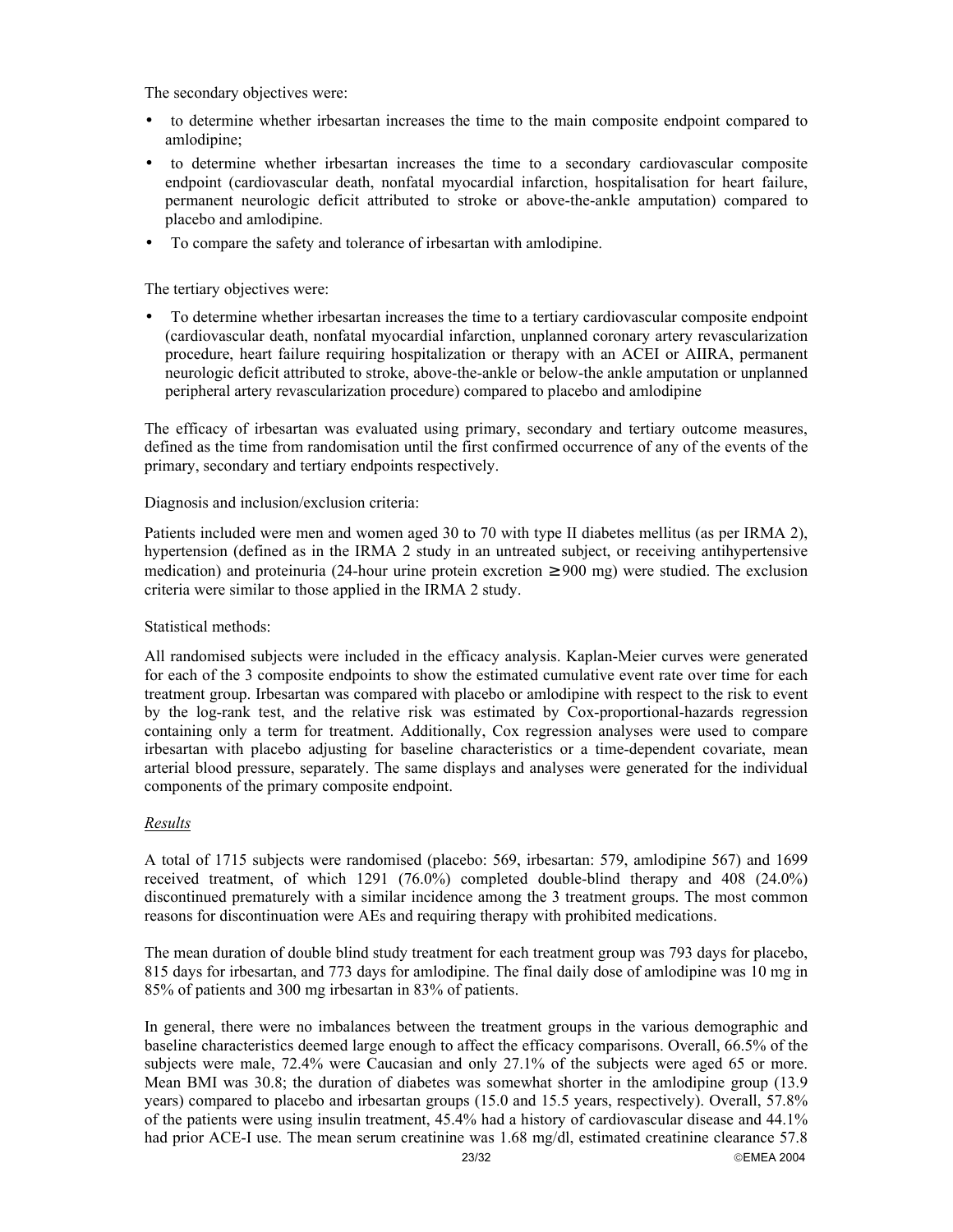The secondary objectives were:

- to determine whether irbesartan increases the time to the main composite endpoint compared to amlodipine;
- to determine whether irbesartan increases the time to a secondary cardiovascular composite endpoint (cardiovascular death, nonfatal myocardial infarction, hospitalisation for heart failure, permanent neurologic deficit attributed to stroke or above-the-ankle amputation) compared to placebo and amlodipine.
- To compare the safety and tolerance of irbesartan with amlodipine.

The tertiary objectives were:

- To determine whether irbesartan increases the time to a tertiary cardiovascular composite endpoint (cardiovascular death, nonfatal myocardial infarction, unplanned coronary artery revascularization procedure, heart failure requiring hospitalization or therapy with an ACEI or AIIRA, permanent neurologic deficit attributed to stroke, above-the-ankle or below-the ankle amputation or unplanned peripheral artery revascularization procedure) compared to placebo and amlodipine

The efficacy of irbesartan was evaluated using primary, secondary and tertiary outcome measures, defined as the time from randomisation until the first confirmed occurrence of any of the events of the primary, secondary and tertiary endpoints respectively.

Diagnosis and inclusion/exclusion criteria:

Patients included were men and women aged 30 to 70 with type II diabetes mellitus (as per IRMA 2), hypertension (defined as in the IRMA 2 study in an untreated subject, or receiving antihypertensive medication) and proteinuria (24-hour urine protein excretion ≥900 mg) were studied. The exclusion criteria were similar to those applied in the IRMA 2 study.

Statistical methods:

All randomised subjects were included in the efficacy analysis. Kaplan-Meier curves were generated for each of the 3 composite endpoints to show the estimated cumulative event rate over time for each treatment group. Irbesartan was compared with placebo or amlodipine with respect to the risk to event by the log-rank test, and the relative risk was estimated by Cox-proportional-hazards regression containing only a term for treatment. Additionally, Cox regression analyses were used to compare irbesartan with placebo adjusting for baseline characteristics or a time-dependent covariate, mean arterial blood pressure, separately. The same displays and analyses were generated for the individual components of the primary composite endpoint.

*Results*

A total of 1715 subjects were randomised (placebo: 569, irbesartan: 579, amlodipine 567) and 1699 received treatment, of which 1291 (76.0%) completed double-blind therapy and 408 (24.0%) discontinued prematurely with a similar incidence among the 3 treatment groups. The most common reasons for discontinuation were AEs and requiring therapy with prohibited medications.

The mean duration of double blind study treatment for each treatment group was 793 days for placebo, 815 days for irbesartan, and 773 days for amlodipine. The final daily dose of amlodipine was 10 mg in 85% of patients and 300 mg irbesartan in 83% of patients.

In general, there were no imbalances between the treatment groups in the various demographic and baseline characteristics deemed large enough to affect the efficacy comparisons. Overall, 66.5% of the subjects were male, 72.4% were Caucasian and only 27.1% of the subjects were aged 65 or more. Mean BMI was 30.8; the duration of diabetes was somewhat shorter in the amlodipine group (13.9 years) compared to placebo and irbesartan groups (15.0 and 15.5 years, respectively). Overall, 57.8% of the patients were using insulin treatment, 45.4% had a history of cardiovascular disease and 44.1% had prior ACE-I use. The mean serum creatinine was 1.68 mg/dl, estimated creatinine clearance 57.8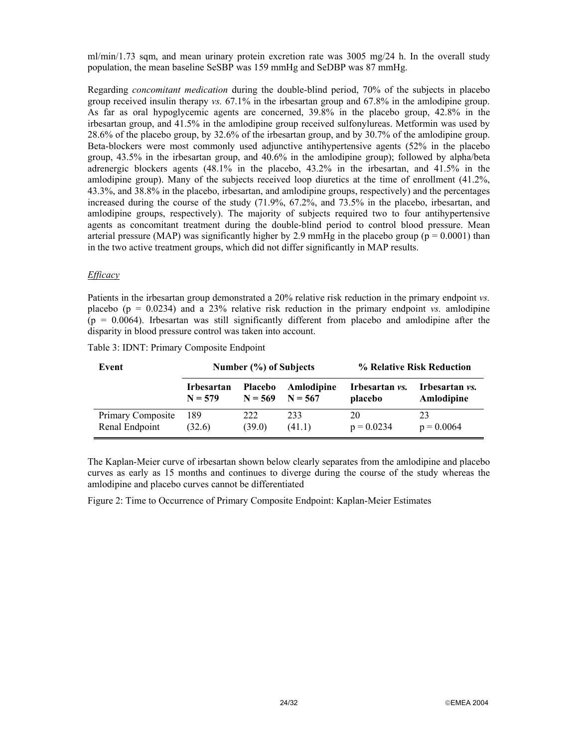ml/min/1.73 sqm, and mean urinary protein excretion rate was 3005 mg/24 h. In the overall study population, the mean baseline SeSBP was 159 mmHg and SeDBP was 87 mmHg.

Regarding *concomitant medication* during the double-blind period, 70% of the subjects in placebo group received insulin therapy *vs.* 67.1% in the irbesartan group and 67.8% in the amlodipine group. As far as oral hypoglycemic agents are concerned, 39.8% in the placebo group, 42.8% in the irbesartan group, and 41.5% in the amlodipine group received sulfonylureas. Metformin was used by 28.6% of the placebo group, by 32.6% of the irbesartan group, and by 30.7% of the amlodipine group. Beta-blockers were most commonly used adjunctive antihypertensive agents (52% in the placebo group, 43.5% in the irbesartan group, and 40.6% in the amlodipine group); followed by alpha/beta adrenergic blockers agents (48.1% in the placebo, 43.2% in the irbesartan, and 41.5% in the amlodipine group). Many of the subjects received loop diuretics at the time of enrollment (41.2%, 43.3%, and 38.8% in the placebo, irbesartan, and amlodipine groups, respectively) and the percentages increased during the course of the study (71.9%, 67.2%, and 73.5% in the placebo, irbesartan, and amlodipine groups, respectively). The majority of subjects required two to four antihypertensive agents as concomitant treatment during the double-blind period to control blood pressure. Mean arterial pressure (MAP) was significantly higher by 2.9 mmHg in the placebo group ($p = 0.0001$) than in the two active treatment groups, which did not differ significantly in MAP results.

*Efficacy*

Patients in the irbesartan group demonstrated a 20% relative risk reduction in the primary endpoint *vs.* placebo ($p = 0.0234$) and a 23% relative risk reduction in the primary endpoint *vs.* amlodipine ($p = 0.0064$). Irbesartan was still significantly different from placebo and amlodipine after the disparity in blood pressure control was taken into account.

Table 3: IDNT: Primary Composite Endpoint

| Event | Number (%) of Subjects | | | % Relative Risk Reduction | |
|---|---|---|---|---|---|
| | **Irbesartan N = 579** | **Placebo N = 569** | **Amlodipine N = 567** | **Irbesartan *vs.* placebo** | **Irbesartan *vs.* Amlodipine** |
| Primary Composite Renal Endpoint | 189 (32.6) | 222 (39.0) | 233 (41.1) | 20 $p = 0.0234$ | 23 $p = 0.0064$ |

The Kaplan-Meier curve of irbesartan shown below clearly separates from the amlodipine and placebo curves as early as 15 months and continues to diverge during the course of the study whereas the amlodipine and placebo curves cannot be differentiated

Figure 2: Time to Occurrence of Primary Composite Endpoint: Kaplan-Meier Estimates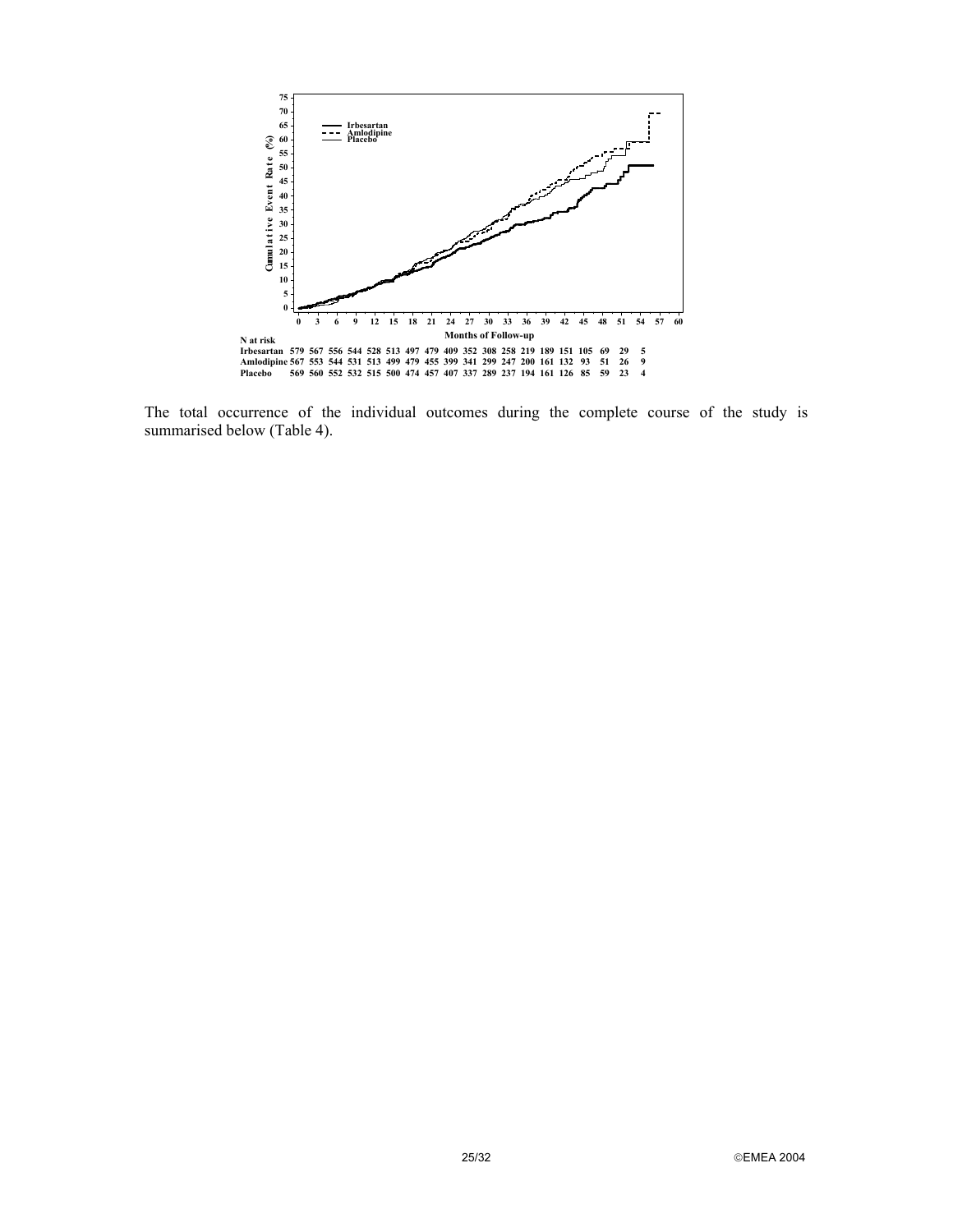| N at risk | 0 | 3 | 6 | 9 | 12 | 15 | 18 | 21 | 24 | 27 | 30 | 33 | 36 | 39 | 42 | 45 | 48 | 51 | 54 | 57 |
|---|---|---|---|---|---|---|---|---|---|---|---|---|---|---|---|---|---|---|---|---|
| Irbesartan | 579 | 567 | 556 | 544 | 528 | 513 | 497 | 479 | 409 | 352 | 308 | 258 | 219 | 189 | 151 | 105 | 69 | 29 | 5 | |
| Amlodipine | 567 | 553 | 544 | 531 | 513 | 499 | 479 | 455 | 399 | 341 | 299 | 247 | 200 | 161 | 132 | 93 | 51 | 26 | 9 | |
| Placebo | 569 | 560 | 552 | 532 | 515 | 500 | 474 | 457 | 407 | 337 | 289 | 237 | 194 | 161 | 126 | 85 | 59 | 23 | 4 | |

Months of Follow-up

The total occurrence of the individual outcomes during the complete course of the study is summarised below (Table 4).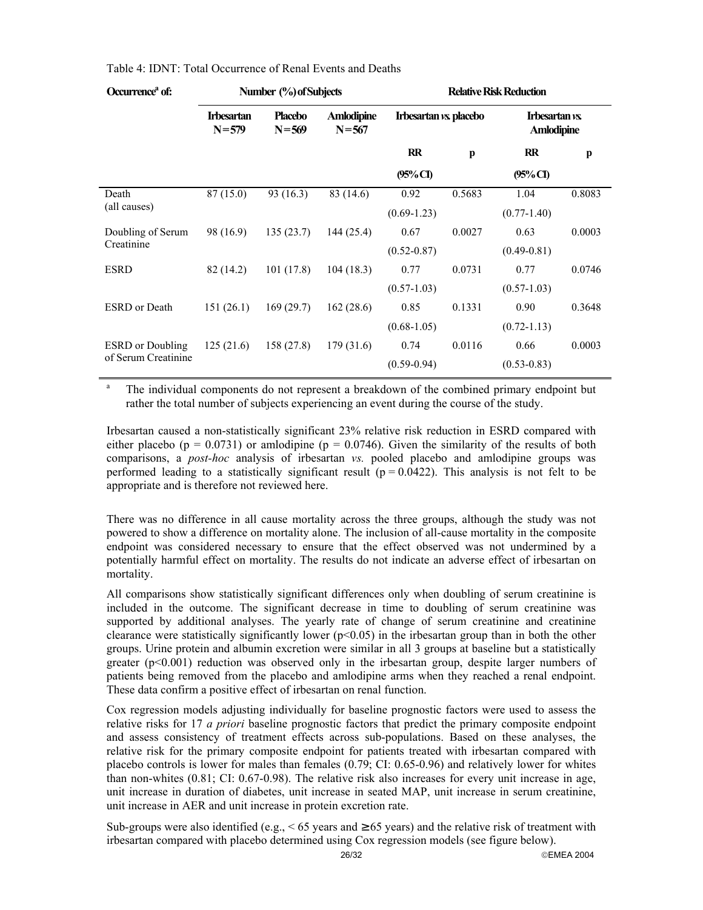Table 4: IDNT: Total Occurrence of Renal Events and Deaths

| Occurrence[a] of: | Number (%) of Subjects | | | Relative Risk Reduction | | | |
|---|---|---|---|---|---|---|---|
| | Irbesartan N=579 | Placebo N=569 | Amlodipine N=567 | Irbesartan vs. placebo | | Irbesartan vs. Amlodipine | |
| | | | | RR (95% CI) | p | RR (95% CI) | p |
| Death (all causes) | 87 (15.0) | 93 (16.3) | 83 (14.6) | 0.92 (0.69-1.23) | 0.5683 | 1.04 (0.77-1.40) | 0.8083 |
| Doubling of Serum Creatinine | 98 (16.9) | 135 (23.7) | 144 (25.4) | 0.67 (0.52-0.87) | 0.0027 | 0.63 (0.49-0.81) | 0.0003 |
| ESRD | 82 (14.2) | 101 (17.8) | 104 (18.3) | 0.77 (0.57-1.03) | 0.0731 | 0.77 (0.57-1.03) | 0.0746 |
| ESRD or Death | 151 (26.1) | 169 (29.7) | 162 (28.6) | 0.85 (0.68-1.05) | 0.1331 | 0.90 (0.72-1.13) | 0.3648 |
| ESRD or Doubling of Serum Creatinine | 125 (21.6) | 158 (27.8) | 179 (31.6) | 0.74 (0.59-0.94) | 0.0116 | 0.66 (0.53-0.83) | 0.0003 |

[a] The individual components do not represent a breakdown of the combined primary endpoint but rather the total number of subjects experiencing an event during the course of the study.

Irbesartan caused a non-statistically significant 23% relative risk reduction in ESRD compared with either placebo ($p = 0.0731$) or amlodipine ($p = 0.0746$). Given the similarity of the results of both comparisons, a *post-hoc* analysis of irbesartan *vs.* pooled placebo and amlodipine groups was performed leading to a statistically significant result ($p = 0.0422$). This analysis is not felt to be appropriate and is therefore not reviewed here.

There was no difference in all cause mortality across the three groups, although the study was not powered to show a difference on mortality alone. The inclusion of all-cause mortality in the composite endpoint was considered necessary to ensure that the effect observed was not undermined by a potentially harmful effect on mortality. The results do not indicate an adverse effect of irbesartan on mortality.

All comparisons show statistically significant differences only when doubling of serum creatinine is included in the outcome. The significant decrease in time to doubling of serum creatinine was supported by additional analyses. The yearly rate of change of serum creatinine and creatinine clearance were statistically significantly lower ($p<0.05$) in the irbesartan group than in both the other groups. Urine protein and albumin excretion were similar in all 3 groups at baseline but a statistically greater ($p<0.001$) reduction was observed only in the irbesartan group, despite larger numbers of patients being removed from the placebo and amlodipine arms when they reached a renal endpoint. These data confirm a positive effect of irbesartan on renal function.

Cox regression models adjusting individually for baseline prognostic factors were used to assess the relative risks for 17 *a priori* baseline prognostic factors that predict the primary composite endpoint and assess consistency of treatment effects across sub-populations. Based on these analyses, the relative risk for the primary composite endpoint for patients treated with irbesartan compared with placebo controls is lower for males than females (0.79; CI: 0.65-0.96) and relatively lower for whites than non-whites (0.81; CI: 0.67-0.98). The relative risk also increases for every unit increase in age, unit increase in duration of diabetes, unit increase in seated MAP, unit increase in serum creatinine, unit increase in AER and unit increase in protein excretion rate.

Sub-groups were also identified (e.g., < 65 years and ≥ 65 years) and the relative risk of treatment with irbesartan compared with placebo determined using Cox regression models (see figure below).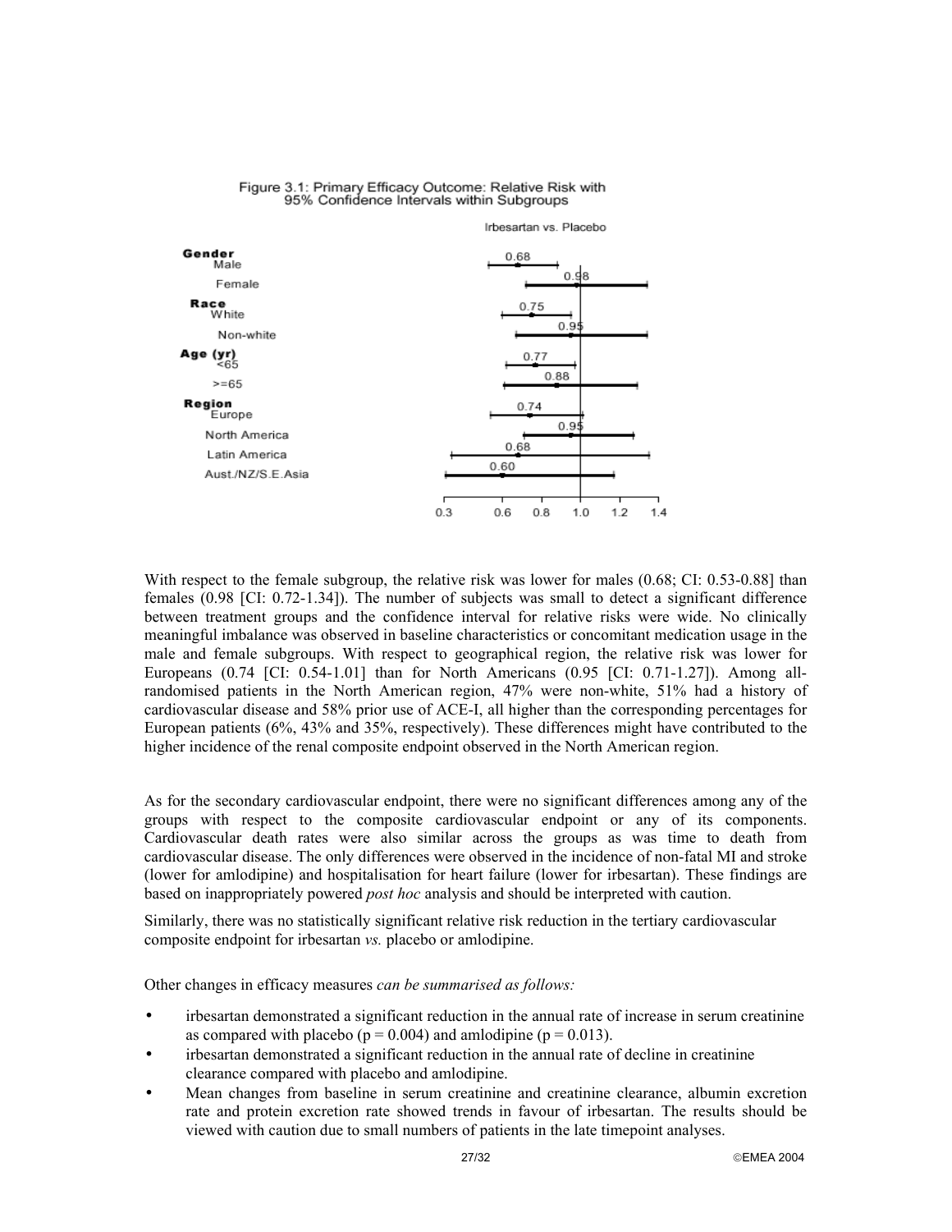Figure 3.1: Primary Efficacy Outcome: Relative Risk with 95% Confidence Intervals within Subgroups

Irbesartan vs. Placebo

| Subgroup | Relative Risk |
|---|---|
| **Gender** | |
| Male | 0.68 |
| Female | 0.98 |
| **Race** | |
| White | 0.75 |
| Non-white | 0.95 |
| **Age (yr)** | |
| <65 | 0.77 |
| >=65 | 0.88 |
| **Region** | |
| Europe | 0.74 |
| North America | 0.95 |
| Latin America | 0.68 |
| Aust./NZ/S.E.Asia | 0.60 |

With respect to the female subgroup, the relative risk was lower for males (0.68; CI: 0.53-0.88] than females (0.98 [CI: 0.72-1.34]). The number of subjects was small to detect a significant difference between treatment groups and the confidence interval for relative risks were wide. No clinically meaningful imbalance was observed in baseline characteristics or concomitant medication usage in the male and female subgroups. With respect to geographical region, the relative risk was lower for Europeans (0.74 [CI: 0.54-1.01] than for North Americans (0.95 [CI: 0.71-1.27]). Among all-randomised patients in the North American region, 47% were non-white, 51% had a history of cardiovascular disease and 58% prior use of ACE-I, all higher than the corresponding percentages for European patients (6%, 43% and 35%, respectively). These differences might have contributed to the higher incidence of the renal composite endpoint observed in the North American region.

As for the secondary cardiovascular endpoint, there were no significant differences among any of the groups with respect to the composite cardiovascular endpoint or any of its components. Cardiovascular death rates were also similar across the groups as was time to death from cardiovascular disease. The only differences were observed in the incidence of non-fatal MI and stroke (lower for amlodipine) and hospitalisation for heart failure (lower for irbesartan). These findings are based on inappropriately powered *post hoc* analysis and should be interpreted with caution.

Similarly, there was no statistically significant relative risk reduction in the tertiary cardiovascular composite endpoint for irbesartan *vs.* placebo or amlodipine.

Other changes in efficacy measures *can be summarised as follows:*

- irbesartan demonstrated a significant reduction in the annual rate of increase in serum creatinine as compared with placebo ($p = 0.004$) and amlodipine ($p = 0.013$).
- irbesartan demonstrated a significant reduction in the annual rate of decline in creatinine clearance compared with placebo and amlodipine.
- Mean changes from baseline in serum creatinine and creatinine clearance, albumin excretion rate and protein excretion rate showed trends in favour of irbesartan. The results should be viewed with caution due to small numbers of patients in the late timepoint analyses.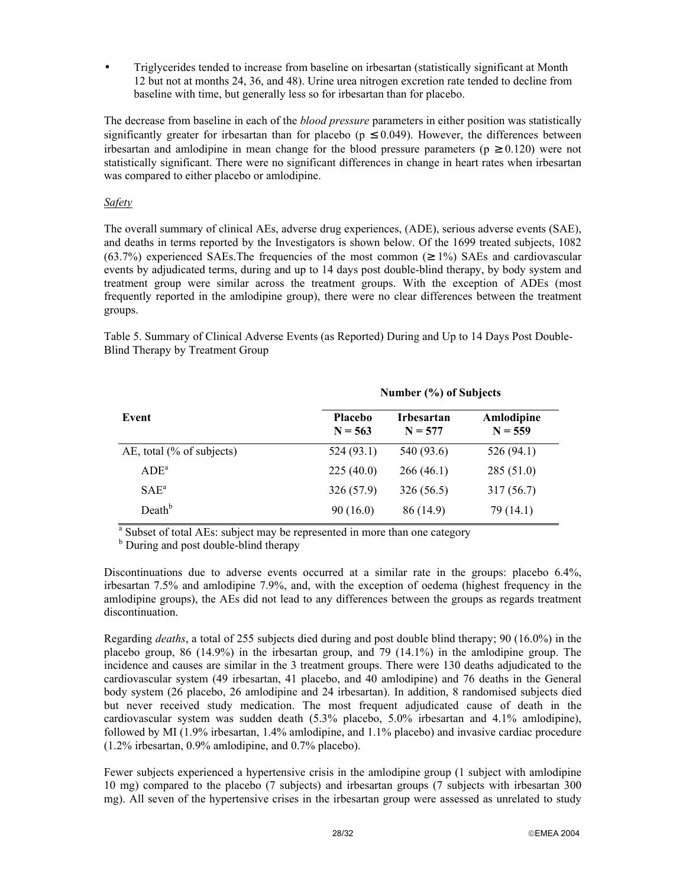- Triglycerides tended to increase from baseline on irbesartan (statistically significant at Month 12 but not at months 24, 36, and 48). Urine urea nitrogen excretion rate tended to decline from baseline with time, but generally less so for irbesartan than for placebo.

The decrease from baseline in each of the *blood pressure* parameters in either position was statistically significantly greater for irbesartan than for placebo ($p \leq 0.049$). However, the differences between irbesartan and amlodipine in mean change for the blood pressure parameters ($p \geq 0.120$) were not statistically significant. There were no significant differences in change in heart rates when irbesartan was compared to either placebo or amlodipine.

*Safety*

The overall summary of clinical AEs, adverse drug experiences, (ADE), serious adverse events (SAE), and deaths in terms reported by the Investigators is shown below. Of the 1699 treated subjects, 1082 (63.7%) experienced SAEs.The frequencies of the most common (≥ 1%) SAEs and cardiovascular events by adjudicated terms, during and up to 14 days post double-blind therapy, by body system and treatment group were similar across the treatment groups. With the exception of ADEs (most frequently reported in the amlodipine group), there were no clear differences between the treatment groups.

Table 5. Summary of Clinical Adverse Events (as Reported) During and Up to 14 Days Post Double-Blind Therapy by Treatment Group

| | Number (%) of Subjects | | |
|---|---|---|---|
| **Event** | **Placebo N = 563** | **Irbesartan N = 577** | **Amlodipine N = 559** |
| AE, total (% of subjects) | 524 (93.1) | 540 (93.6) | 526 (94.1) |
| ADE[a] | 225 (40.0) | 266 (46.1) | 285 (51.0) |
| SAE[a] | 326 (57.9) | 326 (56.5) | 317 (56.7) |
| Death[b] | 90 (16.0) | 86 (14.9) | 79 (14.1) |

[a] Subset of total AEs: subject may be represented in more than one category
[b] During and post double-blind therapy

Discontinuations due to adverse events occurred at a similar rate in the groups: placebo 6.4%, irbesartan 7.5% and amlodipine 7.9%, and, with the exception of oedema (highest frequency in the amlodipine groups), the AEs did not lead to any differences between the groups as regards treatment discontinuation.

Regarding *deaths*, a total of 255 subjects died during and post double blind therapy; 90 (16.0%) in the placebo group, 86 (14.9%) in the irbesartan group, and 79 (14.1%) in the amlodipine group. The incidence and causes are similar in the 3 treatment groups. There were 130 deaths adjudicated to the cardiovascular system (49 irbesartan, 41 placebo, and 40 amlodipine) and 76 deaths in the General body system (26 placebo, 26 amlodipine and 24 irbesartan). In addition, 8 randomised subjects died but never received study medication. The most frequent adjudicated cause of death in the cardiovascular system was sudden death (5.3% placebo, 5.0% irbesartan and 4.1% amlodipine), followed by MI (1.9% irbesartan, 1.4% amlodipine, and 1.1% placebo) and invasive cardiac procedure (1.2% irbesartan, 0.9% amlodipine, and 0.7% placebo).

Fewer subjects experienced a hypertensive crisis in the amlodipine group (1 subject with amlodipine 10 mg) compared to the placebo (7 subjects) and irbesartan groups (7 subjects with irbesartan 300 mg). All seven of the hypertensive crises in the irbesartan group were assessed as unrelated to study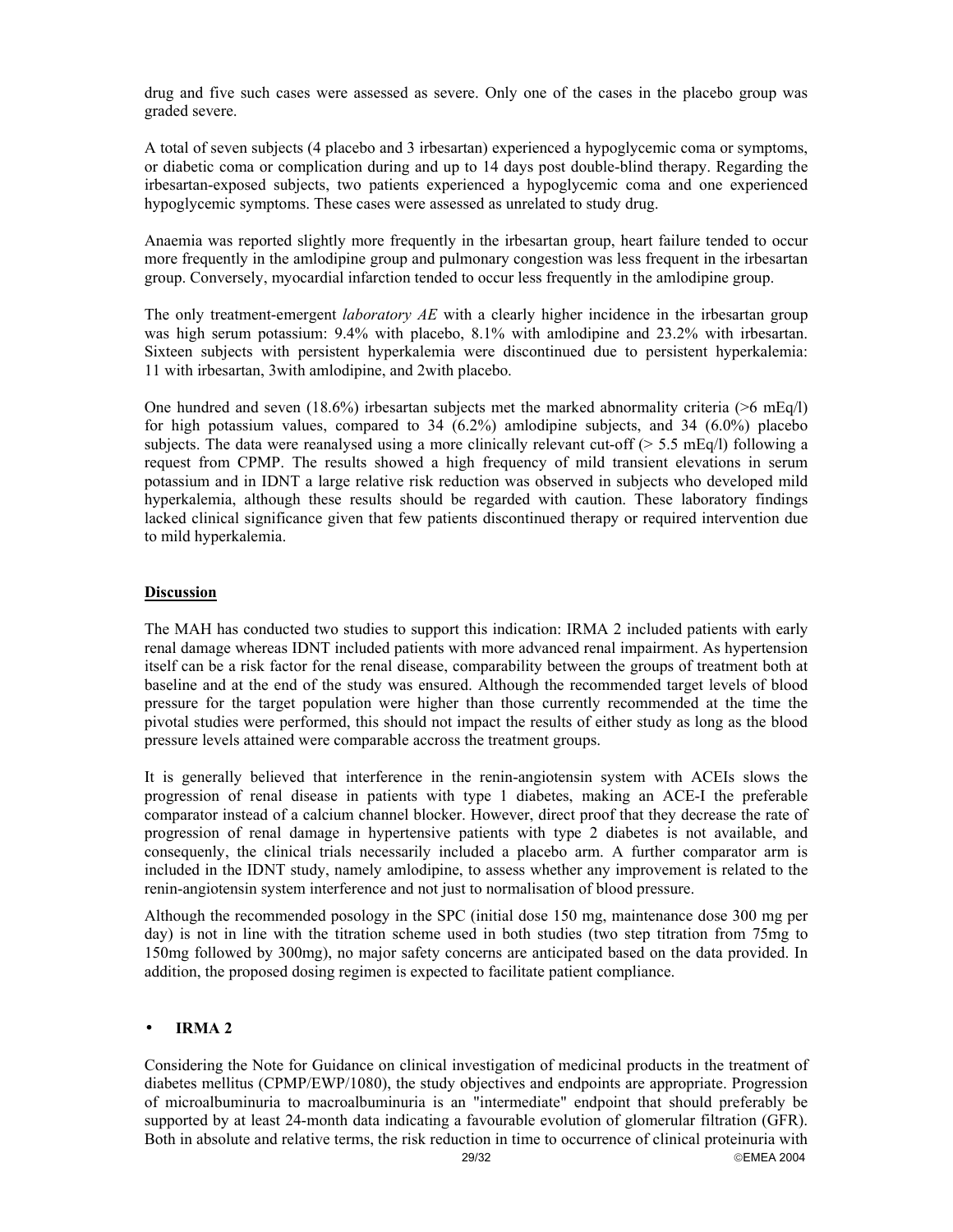drug and five such cases were assessed as severe. Only one of the cases in the placebo group was graded severe.

A total of seven subjects (4 placebo and 3 irbesartan) experienced a hypoglycemic coma or symptoms, or diabetic coma or complication during and up to 14 days post double-blind therapy. Regarding the irbesartan-exposed subjects, two patients experienced a hypoglycemic coma and one experienced hypoglycemic symptoms. These cases were assessed as unrelated to study drug.

Anaemia was reported slightly more frequently in the irbesartan group, heart failure tended to occur more frequently in the amlodipine group and pulmonary congestion was less frequent in the irbesartan group. Conversely, myocardial infarction tended to occur less frequently in the amlodipine group.

The only treatment-emergent *laboratory AE* with a clearly higher incidence in the irbesartan group was high serum potassium: 9.4% with placebo, 8.1% with amlodipine and 23.2% with irbesartan. Sixteen subjects with persistent hyperkalemia were discontinued due to persistent hyperkalemia: 11 with irbesartan, 3with amlodipine, and 2with placebo.

One hundred and seven (18.6%) irbesartan subjects met the marked abnormality criteria (>6 mEq/l) for high potassium values, compared to 34 (6.2%) amlodipine subjects, and 34 (6.0%) placebo subjects. The data were reanalysed using a more clinically relevant cut-off (> 5.5 mEq/l) following a request from CPMP. The results showed a high frequency of mild transient elevations in serum potassium and in IDNT a large relative risk reduction was observed in subjects who developed mild hyperkalemia, although these results should be regarded with caution. These laboratory findings lacked clinical significance given that few patients discontinued therapy or required intervention due to mild hyperkalemia.

## Discussion

The MAH has conducted two studies to support this indication: IRMA 2 included patients with early renal damage whereas IDNT included patients with more advanced renal impairment. As hypertension itself can be a risk factor for the renal disease, comparability between the groups of treatment both at baseline and at the end of the study was ensured. Although the recommended target levels of blood pressure for the target population were higher than those currently recommended at the time the pivotal studies were performed, this should not impact the results of either study as long as the blood pressure levels attained were comparable accross the treatment groups.

It is generally believed that interference in the renin-angiotensin system with ACEIs slows the progression of renal disease in patients with type 1 diabetes, making an ACE-I the preferable comparator instead of a calcium channel blocker. However, direct proof that they decrease the rate of progression of renal damage in hypertensive patients with type 2 diabetes is not available, and consequenly, the clinical trials necessarily included a placebo arm. A further comparator arm is included in the IDNT study, namely amlodipine, to assess whether any improvement is related to the renin-angiotensin system interference and not just to normalisation of blood pressure.

Although the recommended posology in the SPC (initial dose 150 mg, maintenance dose 300 mg per day) is not in line with the titration scheme used in both studies (two step titration from 75mg to 150mg followed by 300mg), no major safety concerns are anticipated based on the data provided. In addition, the proposed dosing regimen is expected to facilitate patient compliance.

- **IRMA 2**

Considering the Note for Guidance on clinical investigation of medicinal products in the treatment of diabetes mellitus (CPMP/EWP/1080), the study objectives and endpoints are appropriate. Progression of microalbuminuria to macroalbuminuria is an "intermediate" endpoint that should preferably be supported by at least 24-month data indicating a favourable evolution of glomerular filtration (GFR). Both in absolute and relative terms, the risk reduction in time to occurrence of clinical proteinuria with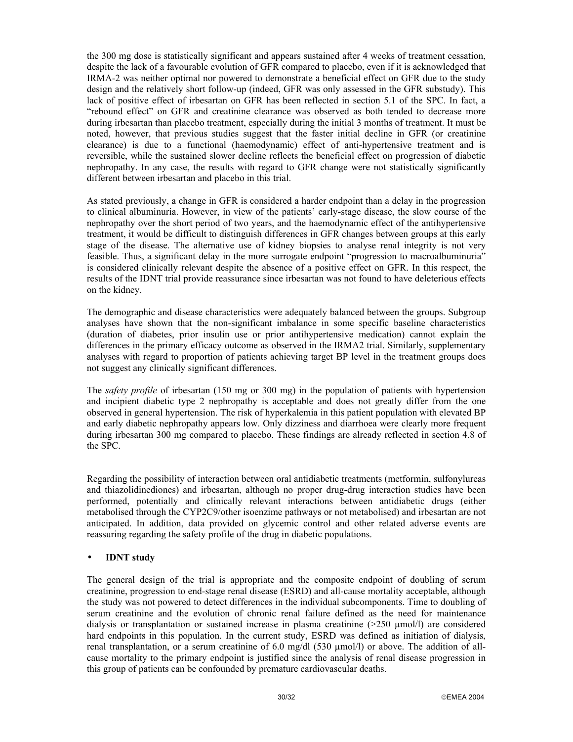the 300 mg dose is statistically significant and appears sustained after 4 weeks of treatment cessation, despite the lack of a favourable evolution of GFR compared to placebo, even if it is acknowledged that IRMA-2 was neither optimal nor powered to demonstrate a beneficial effect on GFR due to the study design and the relatively short follow-up (indeed, GFR was only assessed in the GFR substudy). This lack of positive effect of irbesartan on GFR has been reflected in section 5.1 of the SPC. In fact, a "rebound effect" on GFR and creatinine clearance was observed as both tended to decrease more during irbesartan than placebo treatment, especially during the initial 3 months of treatment. It must be noted, however, that previous studies suggest that the faster initial decline in GFR (or creatinine clearance) is due to a functional (haemodynamic) effect of anti-hypertensive treatment and is reversible, while the sustained slower decline reflects the beneficial effect on progression of diabetic nephropathy. In any case, the results with regard to GFR change were not statistically significantly different between irbesartan and placebo in this trial.

As stated previously, a change in GFR is considered a harder endpoint than a delay in the progression to clinical albuminuria. However, in view of the patients' early-stage disease, the slow course of the nephropathy over the short period of two years, and the haemodynamic effect of the antihypertensive treatment, it would be difficult to distinguish differences in GFR changes between groups at this early stage of the disease. The alternative use of kidney biopsies to analyse renal integrity is not very feasible. Thus, a significant delay in the more surrogate endpoint "progression to macroalbuminuria" is considered clinically relevant despite the absence of a positive effect on GFR. In this respect, the results of the IDNT trial provide reassurance since irbesartan was not found to have deleterious effects on the kidney.

The demographic and disease characteristics were adequately balanced between the groups. Subgroup analyses have shown that the non-significant imbalance in some specific baseline characteristics (duration of diabetes, prior insulin use or prior antihypertensive medication) cannot explain the differences in the primary efficacy outcome as observed in the IRMA2 trial. Similarly, supplementary analyses with regard to proportion of patients achieving target BP level in the treatment groups does not suggest any clinically significant differences.

The *safety profile* of irbesartan (150 mg or 300 mg) in the population of patients with hypertension and incipient diabetic type 2 nephropathy is acceptable and does not greatly differ from the one observed in general hypertension. The risk of hyperkalemia in this patient population with elevated BP and early diabetic nephropathy appears low. Only dizziness and diarrhoea were clearly more frequent during irbesartan 300 mg compared to placebo. These findings are already reflected in section 4.8 of the SPC.

Regarding the possibility of interaction between oral antidiabetic treatments (metformin, sulfonylureas and thiazolidinediones) and irbesartan, although no proper drug-drug interaction studies have been performed, potentially and clinically relevant interactions between antidiabetic drugs (either metabolised through the CYP2C9/other isoenzime pathways or not metabolised) and irbesartan are not anticipated. In addition, data provided on glycemic control and other related adverse events are reassuring regarding the safety profile of the drug in diabetic populations.

- **IDNT study**

The general design of the trial is appropriate and the composite endpoint of doubling of serum creatinine, progression to end-stage renal disease (ESRD) and all-cause mortality acceptable, although the study was not powered to detect differences in the individual subcomponents. Time to doubling of serum creatinine and the evolution of chronic renal failure defined as the need for maintenance dialysis or transplantation or sustained increase in plasma creatinine (>250 µmol/l) are considered hard endpoints in this population. In the current study, ESRD was defined as initiation of dialysis, renal transplantation, or a serum creatinine of 6.0 mg/dl (530 µmol/l) or above. The addition of all-cause mortality to the primary endpoint is justified since the analysis of renal disease progression in this group of patients can be confounded by premature cardiovascular deaths.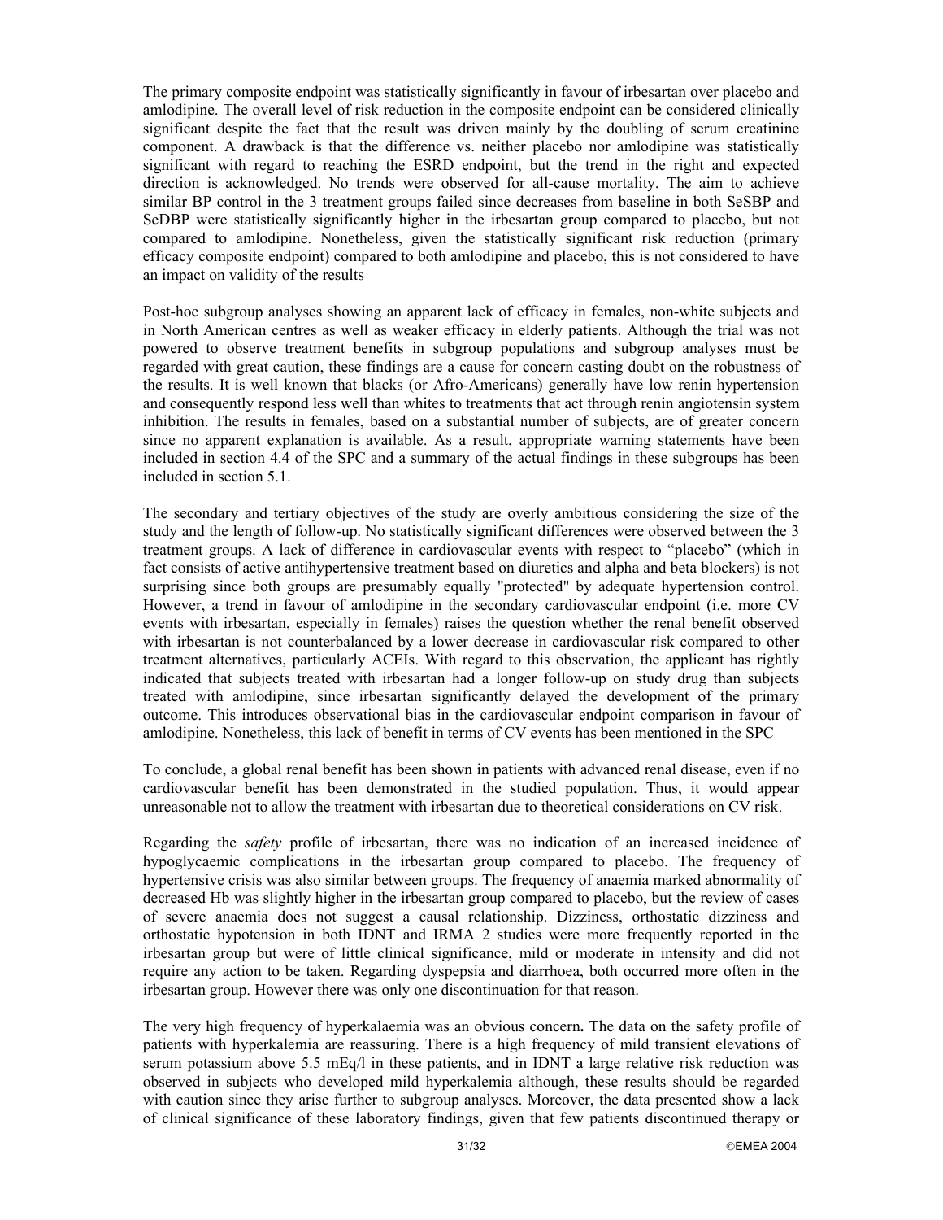The primary composite endpoint was statistically significantly in favour of irbesartan over placebo and amlodipine. The overall level of risk reduction in the composite endpoint can be considered clinically significant despite the fact that the result was driven mainly by the doubling of serum creatinine component. A drawback is that the difference vs. neither placebo nor amlodipine was statistically significant with regard to reaching the ESRD endpoint, but the trend in the right and expected direction is acknowledged. No trends were observed for all-cause mortality. The aim to achieve similar BP control in the 3 treatment groups failed since decreases from baseline in both SeSBP and SeDBP were statistically significantly higher in the irbesartan group compared to placebo, but not compared to amlodipine. Nonetheless, given the statistically significant risk reduction (primary efficacy composite endpoint) compared to both amlodipine and placebo, this is not considered to have an impact on validity of the results

Post-hoc subgroup analyses showing an apparent lack of efficacy in females, non-white subjects and in North American centres as well as weaker efficacy in elderly patients. Although the trial was not powered to observe treatment benefits in subgroup populations and subgroup analyses must be regarded with great caution, these findings are a cause for concern casting doubt on the robustness of the results. It is well known that blacks (or Afro-Americans) generally have low renin hypertension and consequently respond less well than whites to treatments that act through renin angiotensin system inhibition. The results in females, based on a substantial number of subjects, are of greater concern since no apparent explanation is available. As a result, appropriate warning statements have been included in section 4.4 of the SPC and a summary of the actual findings in these subgroups has been included in section 5.1.

The secondary and tertiary objectives of the study are overly ambitious considering the size of the study and the length of follow-up. No statistically significant differences were observed between the 3 treatment groups. A lack of difference in cardiovascular events with respect to "placebo" (which in fact consists of active antihypertensive treatment based on diuretics and alpha and beta blockers) is not surprising since both groups are presumably equally "protected" by adequate hypertension control. However, a trend in favour of amlodipine in the secondary cardiovascular endpoint (i.e. more CV events with irbesartan, especially in females) raises the question whether the renal benefit observed with irbesartan is not counterbalanced by a lower decrease in cardiovascular risk compared to other treatment alternatives, particularly ACEIs. With regard to this observation, the applicant has rightly indicated that subjects treated with irbesartan had a longer follow-up on study drug than subjects treated with amlodipine, since irbesartan significantly delayed the development of the primary outcome. This introduces observational bias in the cardiovascular endpoint comparison in favour of amlodipine. Nonetheless, this lack of benefit in terms of CV events has been mentioned in the SPC

To conclude, a global renal benefit has been shown in patients with advanced renal disease, even if no cardiovascular benefit has been demonstrated in the studied population. Thus, it would appear unreasonable not to allow the treatment with irbesartan due to theoretical considerations on CV risk.

Regarding the *safety* profile of irbesartan, there was no indication of an increased incidence of hypoglycaemic complications in the irbesartan group compared to placebo. The frequency of hypertensive crisis was also similar between groups. The frequency of anaemia marked abnormality of decreased Hb was slightly higher in the irbesartan group compared to placebo, but the review of cases of severe anaemia does not suggest a causal relationship. Dizziness, orthostatic dizziness and orthostatic hypotension in both IDNT and IRMA 2 studies were more frequently reported in the irbesartan group but were of little clinical significance, mild or moderate in intensity and did not require any action to be taken. Regarding dyspepsia and diarrhoea, both occurred more often in the irbesartan group. However there was only one discontinuation for that reason.

The very high frequency of hyperkalaemia was an obvious concern**.** The data on the safety profile of patients with hyperkalemia are reassuring. There is a high frequency of mild transient elevations of serum potassium above 5.5 mEq/l in these patients, and in IDNT a large relative risk reduction was observed in subjects who developed mild hyperkalemia although, these results should be regarded with caution since they arise further to subgroup analyses. Moreover, the data presented show a lack of clinical significance of these laboratory findings, given that few patients discontinued therapy or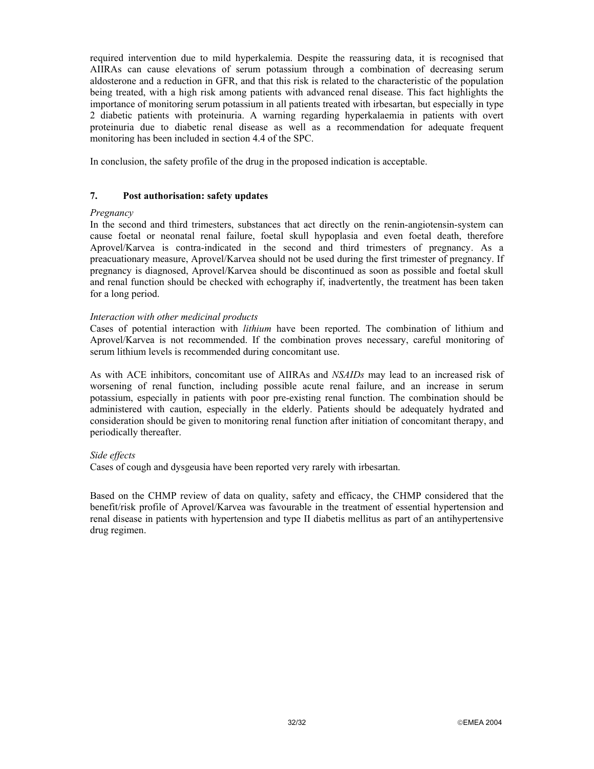required intervention due to mild hyperkalemia. Despite the reassuring data, it is recognised that AIIRAs can cause elevations of serum potassium through a combination of decreasing serum aldosterone and a reduction in GFR, and that this risk is related to the characteristic of the population being treated, with a high risk among patients with advanced renal disease. This fact highlights the importance of monitoring serum potassium in all patients treated with irbesartan, but especially in type 2 diabetic patients with proteinuria. A warning regarding hyperkalaemia in patients with overt proteinuria due to diabetic renal disease as well as a recommendation for adequate frequent monitoring has been included in section 4.4 of the SPC.

In conclusion, the safety profile of the drug in the proposed indication is acceptable.

## 7. Post authorisation: safety updates

*Pregnancy*

In the second and third trimesters, substances that act directly on the renin-angiotensin-system can cause foetal or neonatal renal failure, foetal skull hypoplasia and even foetal death, therefore Aprovel/Karvea is contra-indicated in the second and third trimesters of pregnancy. As a preacuationary measure, Aprovel/Karvea should not be used during the first trimester of pregnancy. If pregnancy is diagnosed, Aprovel/Karvea should be discontinued as soon as possible and foetal skull and renal function should be checked with echography if, inadvertently, the treatment has been taken for a long period.

*Interaction with other medicinal products*

Cases of potential interaction with *lithium* have been reported. The combination of lithium and Aprovel/Karvea is not recommended. If the combination proves necessary, careful monitoring of serum lithium levels is recommended during concomitant use.

As with ACE inhibitors, concomitant use of AIIRAs and *NSAIDs* may lead to an increased risk of worsening of renal function, including possible acute renal failure, and an increase in serum potassium, especially in patients with poor pre-existing renal function. The combination should be administered with caution, especially in the elderly. Patients should be adequately hydrated and consideration should be given to monitoring renal function after initiation of concomitant therapy, and periodically thereafter.

*Side effects*

Cases of cough and dysgeusia have been reported very rarely with irbesartan.

Based on the CHMP review of data on quality, safety and efficacy, the CHMP considered that the benefit/risk profile of Aprovel/Karvea was favourable in the treatment of essential hypertension and renal disease in patients with hypertension and type II diabetis mellitus as part of an antihypertensive drug regimen.